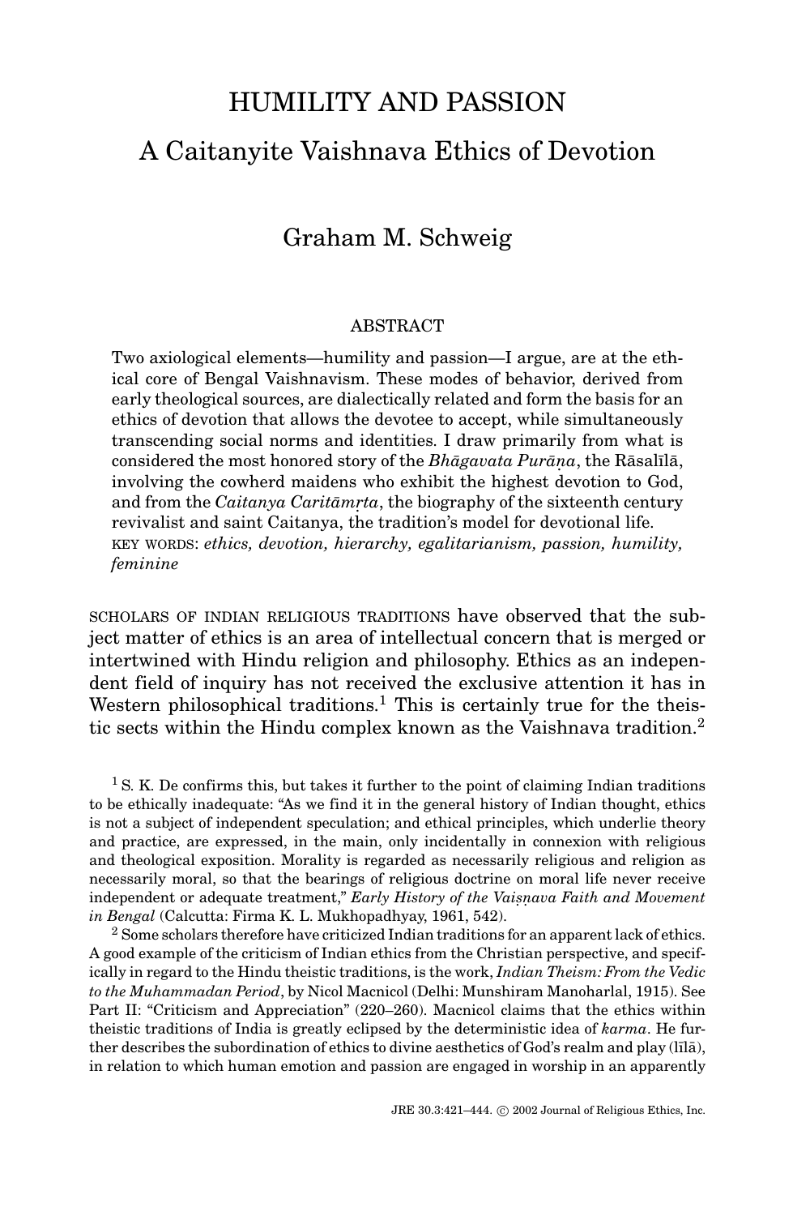# HUMILITY AND PASSION

## A Caitanyite Vaishnava Ethics of Devotion

### Graham M. Schweig

#### ABSTRACT

Two axiological elements—humility and passion—I argue, are at the ethical core of Bengal Vaishnavism. These modes of behavior, derived from early theological sources, are dialectically related and form the basis for an ethics of devotion that allows the devotee to accept, while simultaneously transcending social norms and identities. I draw primarily from what is considered the most honored story of the *Bhāgavata Purāṇa*, the Rāsalīlā, involving the cowherd maidens who exhibit the highest devotion to God, and from the *Caitanya Caritāmṛta*, the biography of the sixteenth century revivalist and saint Caitanya, the tradition's model for devotional life.

KEY WORDS: *ethics, devotion, hierarchy, egalitarianism, passion, humility, feminine*

SCHOLARS OF INDIAN RELIGIOUS TRADITIONS have observed that the subject matter of ethics is an area of intellectual concern that is merged or intertwined with Hindu religion and philosophy. Ethics as an independent field of inquiry has not received the exclusive attention it has in Western philosophical traditions.[1] This is certainly true for the theistic sects within the Hindu complex known as the Vaishnava tradition.[2]

[1] S. K. De confirms this, but takes it further to the point of claiming Indian traditions to be ethically inadequate: "As we find it in the general history of Indian thought, ethics is not a subject of independent speculation; and ethical principles, which underlie theory and practice, are expressed, in the main, only incidentally in connexion with religious and theological exposition. Morality is regarded as necessarily religious and religion as necessarily moral, so that the bearings of religious doctrine on moral life never receive independent or adequate treatment," *Early History of the Vaiṣṇava Faith and Movement in Bengal* (Calcutta: Firma K. L. Mukhopadhyay, 1961, 542).

[2] Some scholars therefore have criticized Indian traditions for an apparent lack of ethics. A good example of the criticism of Indian ethics from the Christian perspective, and specifically in regard to the Hindu theistic traditions, is the work, *Indian Theism: From the Vedic to the Muhammadan Period*, by Nicol Macnicol (Delhi: Munshiram Manoharlal, 1915). See Part II: "Criticism and Appreciation" (220–260). Macnicol claims that the ethics within theistic traditions of India is greatly eclipsed by the deterministic idea of *karma*. He further describes the subordination of ethics to divine aesthetics of God's realm and play (līlā), in relation to which human emotion and passion are engaged in worship in an apparently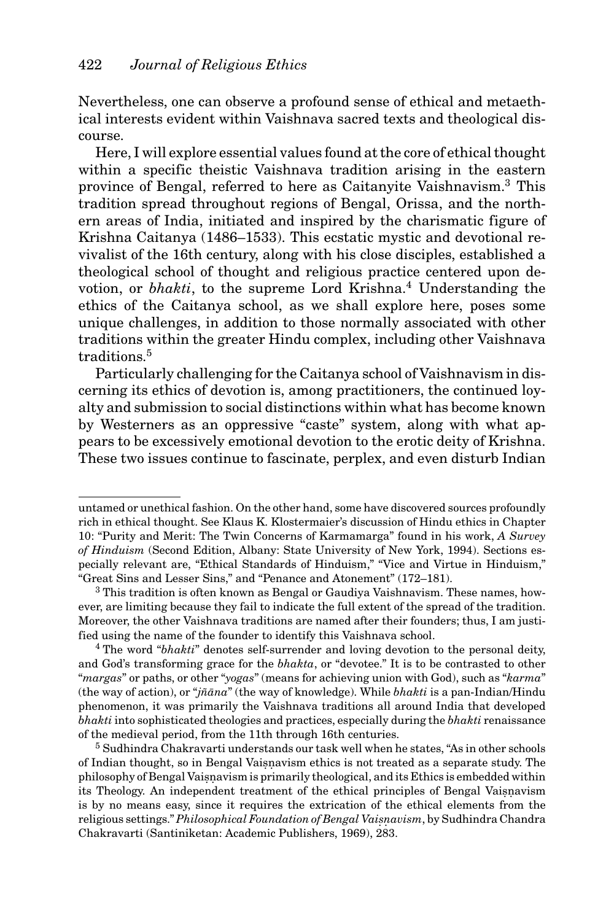Nevertheless, one can observe a profound sense of ethical and metaethical interests evident within Vaishnava sacred texts and theological discourse.

Here, I will explore essential values found at the core of ethical thought within a specific theistic Vaishnava tradition arising in the eastern province of Bengal, referred to here as Caitanyite Vaishnavism.[3] This tradition spread throughout regions of Bengal, Orissa, and the northern areas of India, initiated and inspired by the charismatic figure of Krishna Caitanya (1486–1533). This ecstatic mystic and devotional revivalist of the 16th century, along with his close disciples, established a theological school of thought and religious practice centered upon devotion, or *bhakti*, to the supreme Lord Krishna.[4] Understanding the ethics of the Caitanya school, as we shall explore here, poses some unique challenges, in addition to those normally associated with other traditions within the greater Hindu complex, including other Vaishnava traditions.[5]

Particularly challenging for the Caitanya school of Vaishnavism in discerning its ethics of devotion is, among practitioners, the continued loyalty and submission to social distinctions within what has become known by Westerners as an oppressive "caste" system, along with what appears to be excessively emotional devotion to the erotic deity of Krishna. These two issues continue to fascinate, perplex, and even disturb Indian

---

untamed or unethical fashion. On the other hand, some have discovered sources profoundly rich in ethical thought. See Klaus K. Klostermaier's discussion of Hindu ethics in Chapter 10: "Purity and Merit: The Twin Concerns of Karmamarga" found in his work, *A Survey of Hinduism* (Second Edition, Albany: State University of New York, 1994). Sections especially relevant are, "Ethical Standards of Hinduism," "Vice and Virtue in Hinduism," "Great Sins and Lesser Sins," and "Penance and Atonement" (172–181).

[3] This tradition is often known as Bengal or Gaudiya Vaishnavism. These names, however, are limiting because they fail to indicate the full extent of the spread of the tradition. Moreover, the other Vaishnava traditions are named after their founders; thus, I am justified using the name of the founder to identify this Vaishnava school.

[4] The word "*bhakti*" denotes self-surrender and loving devotion to the personal deity, and God's transforming grace for the *bhakta*, or "devotee." It is to be contrasted to other "*margas*" or paths, or other "*yogas*" (means for achieving union with God), such as "*karma*" (the way of action), or "*jñāna*" (the way of knowledge). While *bhakti* is a pan-Indian/Hindu phenomenon, it was primarily the Vaishnava traditions all around India that developed *bhakti* into sophisticated theologies and practices, especially during the *bhakti* renaissance of the medieval period, from the 11th through 16th centuries.

[5] Sudhindra Chakravarti understands our task well when he states, "As in other schools of Indian thought, so in Bengal Vaiṣṇavism ethics is not treated as a separate study. The philosophy of Bengal Vaiṣṇavism is primarily theological, and its Ethics is embedded within its Theology. An independent treatment of the ethical principles of Bengal Vaiṣṇavism is by no means easy, since it requires the extrication of the ethical elements from the religious settings." *Philosophical Foundation of Bengal Vaiṣṇavism*, by Sudhindra Chandra Chakravarti (Santiniketan: Academic Publishers, 1969), 283.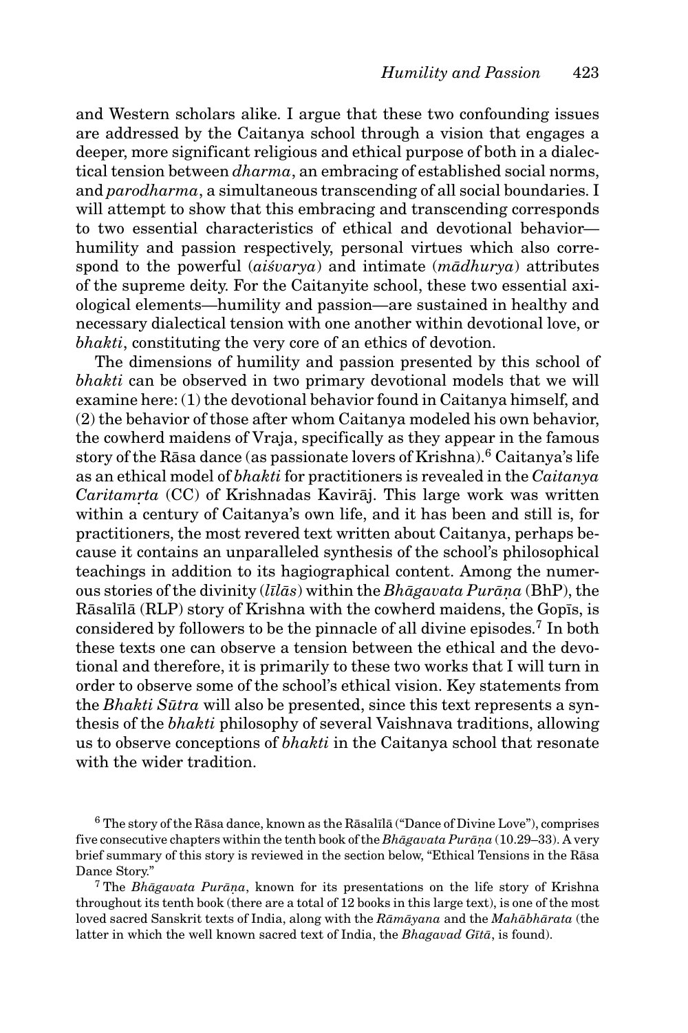and Western scholars alike. I argue that these two confounding issues are addressed by the Caitanya school through a vision that engages a deeper, more significant religious and ethical purpose of both in a dialectical tension between *dharma*, an embracing of established social norms, and *parodharma*, a simultaneous transcending of all social boundaries. I will attempt to show that this embracing and transcending corresponds to two essential characteristics of ethical and devotional behavior—humility and passion respectively, personal virtues which also correspond to the powerful (*aiśvarya*) and intimate (*mādhurya*) attributes of the supreme deity. For the Caitanyite school, these two essential axiological elements—humility and passion—are sustained in healthy and necessary dialectical tension with one another within devotional love, or *bhakti*, constituting the very core of an ethics of devotion.

The dimensions of humility and passion presented by this school of *bhakti* can be observed in two primary devotional models that we will examine here: (1) the devotional behavior found in Caitanya himself, and (2) the behavior of those after whom Caitanya modeled his own behavior, the cowherd maidens of Vraja, specifically as they appear in the famous story of the Rāsa dance (as passionate lovers of Krishna).[6] Caitanya's life as an ethical model of *bhakti* for practitioners is revealed in the *Caitanya Caritamṛta* (CC) of Krishnadas Kavirāj. This large work was written within a century of Caitanya's own life, and it has been and still is, for practitioners, the most revered text written about Caitanya, perhaps because it contains an unparalleled synthesis of the school's philosophical teachings in addition to its hagiographical content. Among the numerous stories of the divinity (*līlās*) within the *Bhāgavata Purāṇa* (BhP), the Rāsalīlā (RLP) story of Krishna with the cowherd maidens, the Gopīs, is considered by followers to be the pinnacle of all divine episodes.[7] In both these texts one can observe a tension between the ethical and the devotional and therefore, it is primarily to these two works that I will turn in order to observe some of the school's ethical vision. Key statements from the *Bhakti Sūtra* will also be presented, since this text represents a synthesis of the *bhakti* philosophy of several Vaishnava traditions, allowing us to observe conceptions of *bhakti* in the Caitanya school that resonate with the wider tradition.

[6] The story of the Rāsa dance, known as the Rāsalīlā ("Dance of Divine Love"), comprises five consecutive chapters within the tenth book of the *Bhāgavata Purāṇa* (10.29–33). A very brief summary of this story is reviewed in the section below, "Ethical Tensions in the Rāsa Dance Story."

[7] The *Bhāgavata Purāṇa*, known for its presentations on the life story of Krishna throughout its tenth book (there are a total of 12 books in this large text), is one of the most loved sacred Sanskrit texts of India, along with the *Rāmāyana* and the *Mahābhārata* (the latter in which the well known sacred text of India, the *Bhagavad Gītā*, is found).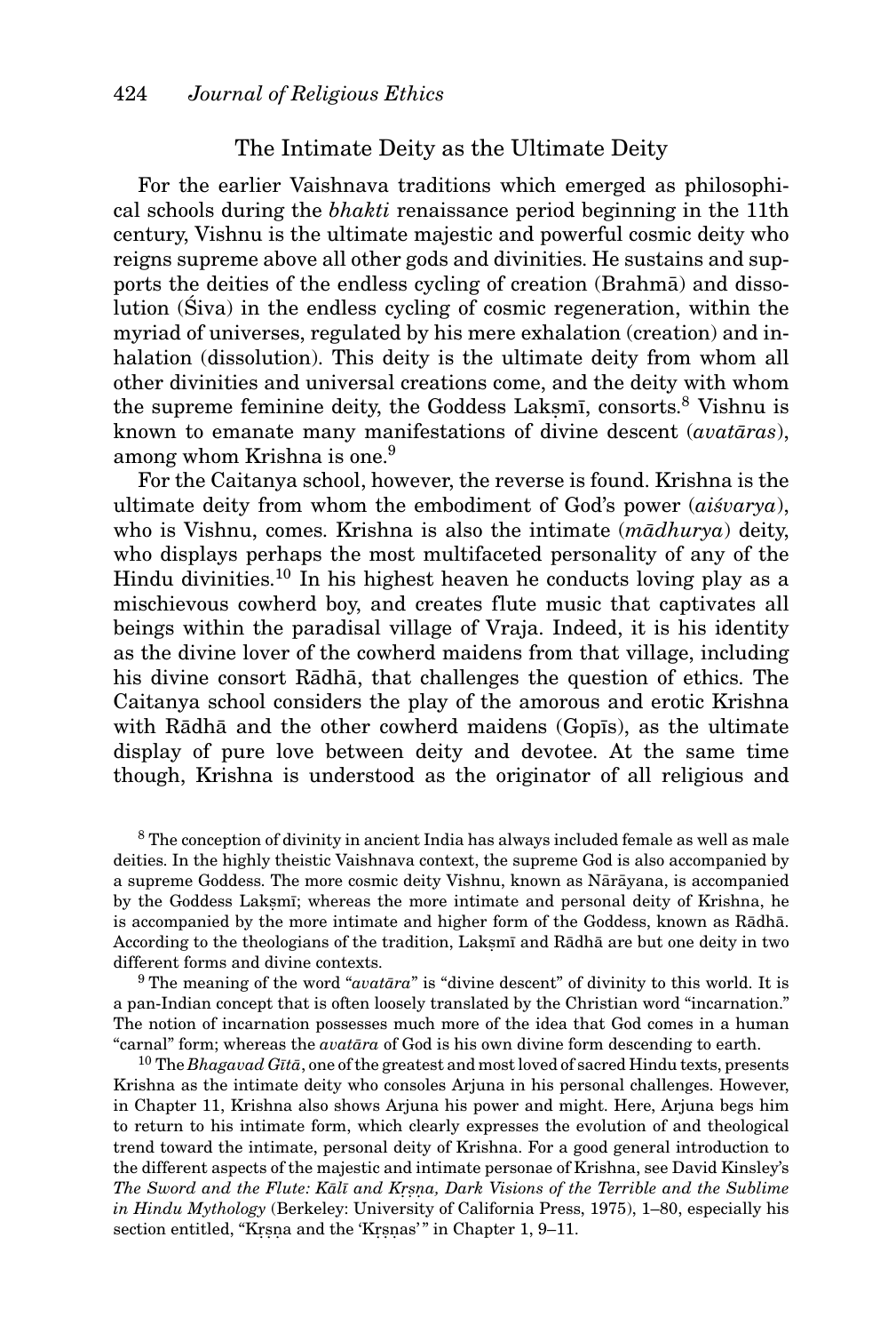## The Intimate Deity as the Ultimate Deity

For the earlier Vaishnava traditions which emerged as philosophical schools during the *bhakti* renaissance period beginning in the 11th century, Vishnu is the ultimate majestic and powerful cosmic deity who reigns supreme above all other gods and divinities. He sustains and supports the deities of the endless cycling of creation (Brahmā) and dissolution (Śiva) in the endless cycling of cosmic regeneration, within the myriad of universes, regulated by his mere exhalation (creation) and inhalation (dissolution). This deity is the ultimate deity from whom all other divinities and universal creations come, and the deity with whom the supreme feminine deity, the Goddess Lakṣmī, consorts.[8] Vishnu is known to emanate many manifestations of divine descent (*avatāras*), among whom Krishna is one.[9]

For the Caitanya school, however, the reverse is found. Krishna is the ultimate deity from whom the embodiment of God's power (*aiśvarya*), who is Vishnu, comes. Krishna is also the intimate (*mādhurya*) deity, who displays perhaps the most multifaceted personality of any of the Hindu divinities.[10] In his highest heaven he conducts loving play as a mischievous cowherd boy, and creates flute music that captivates all beings within the paradisal village of Vraja. Indeed, it is his identity as the divine lover of the cowherd maidens from that village, including his divine consort Rādhā, that challenges the question of ethics. The Caitanya school considers the play of the amorous and erotic Krishna with Rādhā and the other cowherd maidens (Gopīs), as the ultimate display of pure love between deity and devotee. At the same time though, Krishna is understood as the originator of all religious and

[8] The conception of divinity in ancient India has always included female as well as male deities. In the highly theistic Vaishnava context, the supreme God is also accompanied by a supreme Goddess. The more cosmic deity Vishnu, known as Nārāyana, is accompanied by the Goddess Lakṣmī; whereas the more intimate and personal deity of Krishna, he is accompanied by the more intimate and higher form of the Goddess, known as Rādhā. According to the theologians of the tradition, Lakṣmī and Rādhā are but one deity in two different forms and divine contexts.

[9] The meaning of the word "*avatāra*" is "divine descent" of divinity to this world. It is a pan-Indian concept that is often loosely translated by the Christian word "incarnation." The notion of incarnation possesses much more of the idea that God comes in a human "carnal" form; whereas the *avatāra* of God is his own divine form descending to earth.

[10] The *Bhagavad Gītā*, one of the greatest and most loved of sacred Hindu texts, presents Krishna as the intimate deity who consoles Arjuna in his personal challenges. However, in Chapter 11, Krishna also shows Arjuna his power and might. Here, Arjuna begs him to return to his intimate form, which clearly expresses the evolution of and theological trend toward the intimate, personal deity of Krishna. For a good general introduction to the different aspects of the majestic and intimate personae of Krishna, see David Kinsley's *The Sword and the Flute: Kālī and Kṛṣṇa, Dark Visions of the Terrible and the Sublime in Hindu Mythology* (Berkeley: University of California Press, 1975), 1–80, especially his section entitled, "Kṛṣṇa and the 'Kṛṣṇas'" in Chapter 1, 9–11.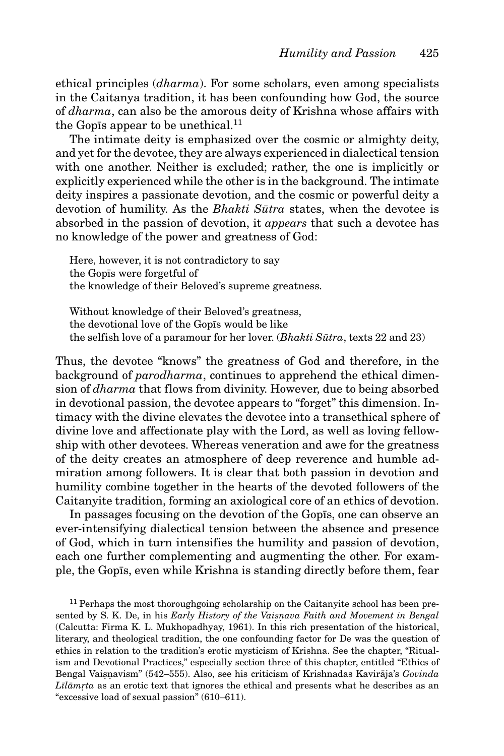ethical principles (*dharma*). For some scholars, even among specialists in the Caitanya tradition, it has been confounding how God, the source of *dharma*, can also be the amorous deity of Krishna whose affairs with the Gopīs appear to be unethical.[11]

The intimate deity is emphasized over the cosmic or almighty deity, and yet for the devotee, they are always experienced in dialectical tension with one another. Neither is excluded; rather, the one is implicitly or explicitly experienced while the other is in the background. The intimate deity inspires a passionate devotion, and the cosmic or powerful deity a devotion of humility. As the *Bhakti Sūtra* states, when the devotee is absorbed in the passion of devotion, it *appears* that such a devotee has no knowledge of the power and greatness of God:

> Here, however, it is not contradictory to say
> the Gopīs were forgetful of
> the knowledge of their Beloved's supreme greatness.
>
> Without knowledge of their Beloved's greatness,
> the devotional love of the Gopīs would be like
> the selfish love of a paramour for her lover. (*Bhakti Sūtra*, texts 22 and 23)

Thus, the devotee "knows" the greatness of God and therefore, in the background of *parodharma*, continues to apprehend the ethical dimension of *dharma* that flows from divinity. However, due to being absorbed in devotional passion, the devotee appears to "forget" this dimension. Intimacy with the divine elevates the devotee into a transethical sphere of divine love and affectionate play with the Lord, as well as loving fellowship with other devotees. Whereas veneration and awe for the greatness of the deity creates an atmosphere of deep reverence and humble admiration among followers. It is clear that both passion in devotion and humility combine together in the hearts of the devoted followers of the Caitanyite tradition, forming an axiological core of an ethics of devotion.

In passages focusing on the devotion of the Gopīs, one can observe an ever-intensifying dialectical tension between the absence and presence of God, which in turn intensifies the humility and passion of devotion, each one further complementing and augmenting the other. For example, the Gopīs, even while Krishna is standing directly before them, fear

[11] Perhaps the most thoroughgoing scholarship on the Caitanyite school has been presented by S. K. De, in his *Early History of the Vaiṣṇava Faith and Movement in Bengal* (Calcutta: Firma K. L. Mukhopadhyay, 1961). In this rich presentation of the historical, literary, and theological tradition, the one confounding factor for De was the question of ethics in relation to the tradition's erotic mysticism of Krishna. See the chapter, "Ritualism and Devotional Practices," especially section three of this chapter, entitled "Ethics of Bengal Vaiṣṇavism" (542–555). Also, see his criticism of Krishnadas Kavirāja's *Govinda Līlāmṛta* as an erotic text that ignores the ethical and presents what he describes as an "excessive load of sexual passion" (610–611).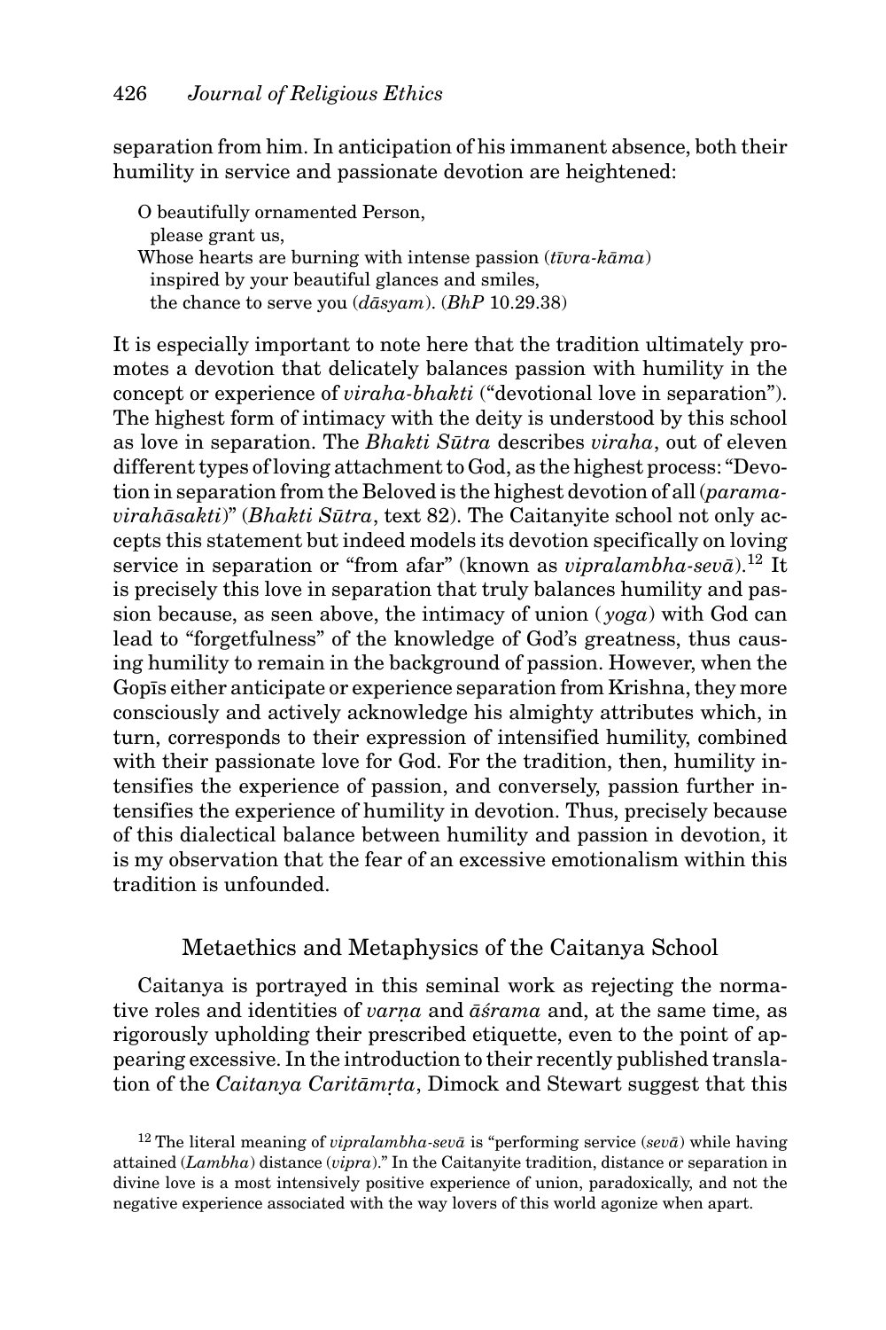separation from him. In anticipation of his immanent absence, both their humility in service and passionate devotion are heightened:

> O beautifully ornamented Person,
> please grant us,
> Whose hearts are burning with intense passion (*tīvra-kāma*)
> inspired by your beautiful glances and smiles,
> the chance to serve you (*dāsyam*). (*BhP* 10.29.38)

It is especially important to note here that the tradition ultimately promotes a devotion that delicately balances passion with humility in the concept or experience of *viraha-bhakti* ("devotional love in separation"). The highest form of intimacy with the deity is understood by this school as love in separation. The *Bhakti Sūtra* describes *viraha*, out of eleven different types of loving attachment to God, as the highest process: "Devotion in separation from the Beloved is the highest devotion of all (*parama-virahāsakti*)" (*Bhakti Sūtra*, text 82). The Caitanyite school not only accepts this statement but indeed models its devotion specifically on loving service in separation or "from afar" (known as *vipralambha-sevā*).[12] It is precisely this love in separation that truly balances humility and passion because, as seen above, the intimacy of union (*yoga*) with God can lead to "forgetfulness" of the knowledge of God's greatness, thus causing humility to remain in the background of passion. However, when the Gopīs either anticipate or experience separation from Krishna, they more consciously and actively acknowledge his almighty attributes which, in turn, corresponds to their expression of intensified humility, combined with their passionate love for God. For the tradition, then, humility intensifies the experience of passion, and conversely, passion further intensifies the experience of humility in devotion. Thus, precisely because of this dialectical balance between humility and passion in devotion, it is my observation that the fear of an excessive emotionalism within this tradition is unfounded.

## Metaethics and Metaphysics of the Caitanya School

Caitanya is portrayed in this seminal work as rejecting the normative roles and identities of *varṇa* and *āśrama* and, at the same time, as rigorously upholding their prescribed etiquette, even to the point of appearing excessive. In the introduction to their recently published translation of the *Caitanya Caritāmṛta*, Dimock and Stewart suggest that this

[12] The literal meaning of *vipralambha-sevā* is "performing service (*sevā*) while having attained (*Lambha*) distance (*vipra*)." In the Caitanyite tradition, distance or separation in divine love is a most intensively positive experience of union, paradoxically, and not the negative experience associated with the way lovers of this world agonize when apart.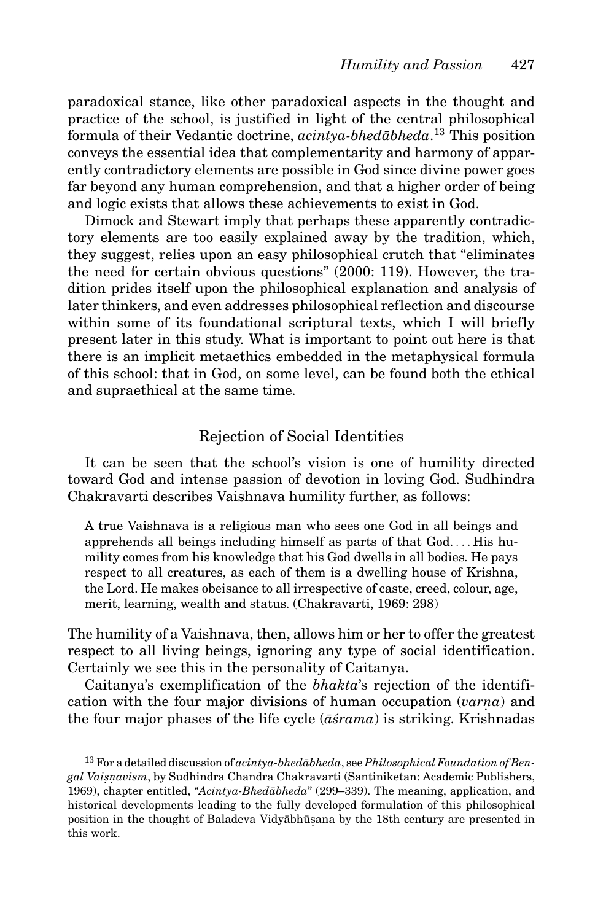paradoxical stance, like other paradoxical aspects in the thought and practice of the school, is justified in light of the central philosophical formula of their Vedantic doctrine, *acintya-bhedābheda*.[13] This position conveys the essential idea that complementarity and harmony of apparently contradictory elements are possible in God since divine power goes far beyond any human comprehension, and that a higher order of being and logic exists that allows these achievements to exist in God.

Dimock and Stewart imply that perhaps these apparently contradictory elements are too easily explained away by the tradition, which, they suggest, relies upon an easy philosophical crutch that "eliminates the need for certain obvious questions" (2000: 119). However, the tradition prides itself upon the philosophical explanation and analysis of later thinkers, and even addresses philosophical reflection and discourse within some of its foundational scriptural texts, which I will briefly present later in this study. What is important to point out here is that there is an implicit metaethics embedded in the metaphysical formula of this school: that in God, on some level, can be found both the ethical and supraethical at the same time.

## Rejection of Social Identities

It can be seen that the school's vision is one of humility directed toward God and intense passion of devotion in loving God. Sudhindra Chakravarti describes Vaishnava humility further, as follows:

> A true Vaishnava is a religious man who sees one God in all beings and apprehends all beings including himself as parts of that God.... His humility comes from his knowledge that his God dwells in all bodies. He pays respect to all creatures, as each of them is a dwelling house of Krishna, the Lord. He makes obeisance to all irrespective of caste, creed, colour, age, merit, learning, wealth and status. (Chakravarti, 1969: 298)

The humility of a Vaishnava, then, allows him or her to offer the greatest respect to all living beings, ignoring any type of social identification. Certainly we see this in the personality of Caitanya.

Caitanya's exemplification of the *bhakta*'s rejection of the identification with the four major divisions of human occupation (*varṇa*) and the four major phases of the life cycle (*āśrama*) is striking. Krishnadas

[13] For a detailed discussion of *acintya-bhedābheda*, see *Philosophical Foundation of Bengal Vaiṣṇavism*, by Sudhindra Chandra Chakravarti (Santiniketan: Academic Publishers, 1969), chapter entitled, "*Acintya-Bhedābheda*" (299–339). The meaning, application, and historical developments leading to the fully developed formulation of this philosophical position in the thought of Baladeva Vidyābhūṣana by the 18th century are presented in this work.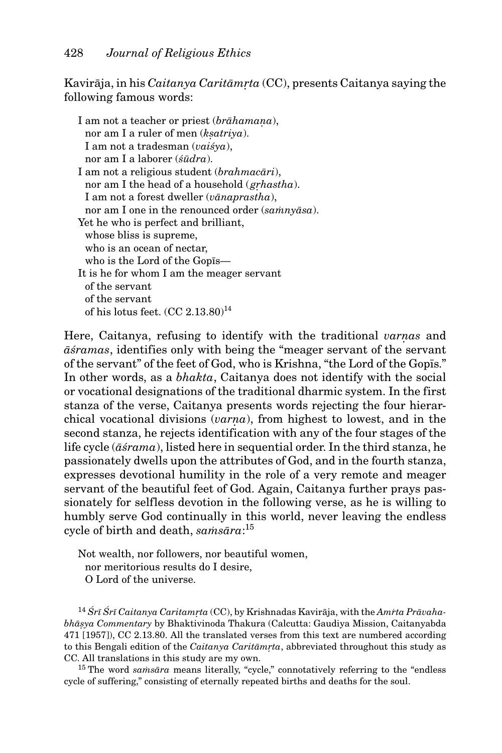Kavirāja, in his *Caitanya Caritāmṛta* (CC), presents Caitanya saying the following famous words:

> I am not a teacher or priest (*brāhamaṇa*),
> nor am I a ruler of men (*kṣatriya*).
> I am not a tradesman (*vaiśya*),
> nor am I a laborer (*śūdra*).
> I am not a religious student (*brahmacāri*),
> nor am I the head of a household (*gṛhastha*).
> I am not a forest dweller (*vānaprastha*),
> nor am I one in the renounced order (*saṁnyāsa*).
> Yet he who is perfect and brilliant,
> whose bliss is supreme,
> who is an ocean of nectar,
> who is the Lord of the Gopīs—
> It is he for whom I am the meager servant
> of the servant
> of the servant
> of his lotus feet. (CC 2.13.80)[14]

Here, Caitanya, refusing to identify with the traditional *varṇas* and *āśramas*, identifies only with being the "meager servant of the servant of the servant" of the feet of God, who is Krishna, "the Lord of the Gopīs." In other words, as a *bhakta*, Caitanya does not identify with the social or vocational designations of the traditional dharmic system. In the first stanza of the verse, Caitanya presents words rejecting the four hierarchical vocational divisions (*varṇa*), from highest to lowest, and in the second stanza, he rejects identification with any of the four stages of the life cycle (*āśrama*), listed here in sequential order. In the third stanza, he passionately dwells upon the attributes of God, and in the fourth stanza, expresses devotional humility in the role of a very remote and meager servant of the beautiful feet of God. Again, Caitanya further prays passionately for selfless devotion in the following verse, as he is willing to humbly serve God continually in this world, never leaving the endless cycle of birth and death, *saṁsāra*:[15]

> Not wealth, nor followers, nor beautiful women,
> nor meritorious results do I desire,
> O Lord of the universe.

[14] *Śrī Śrī Caitanya Caritamṛta* (CC), by Krishnadas Kavirāja, with the *Amṛta Prāvahabhāṣya Commentary* by Bhaktivinoda Thakura (Calcutta: Gaudiya Mission, Caitanyabda 471 [1957]), CC 2.13.80. All the translated verses from this text are numbered according to this Bengali edition of the *Caitanya Caritāmṛta*, abbreviated throughout this study as CC. All translations in this study are my own.

[15] The word *saṁsāra* means literally, "cycle," connotatively referring to the "endless cycle of suffering," consisting of eternally repeated births and deaths for the soul.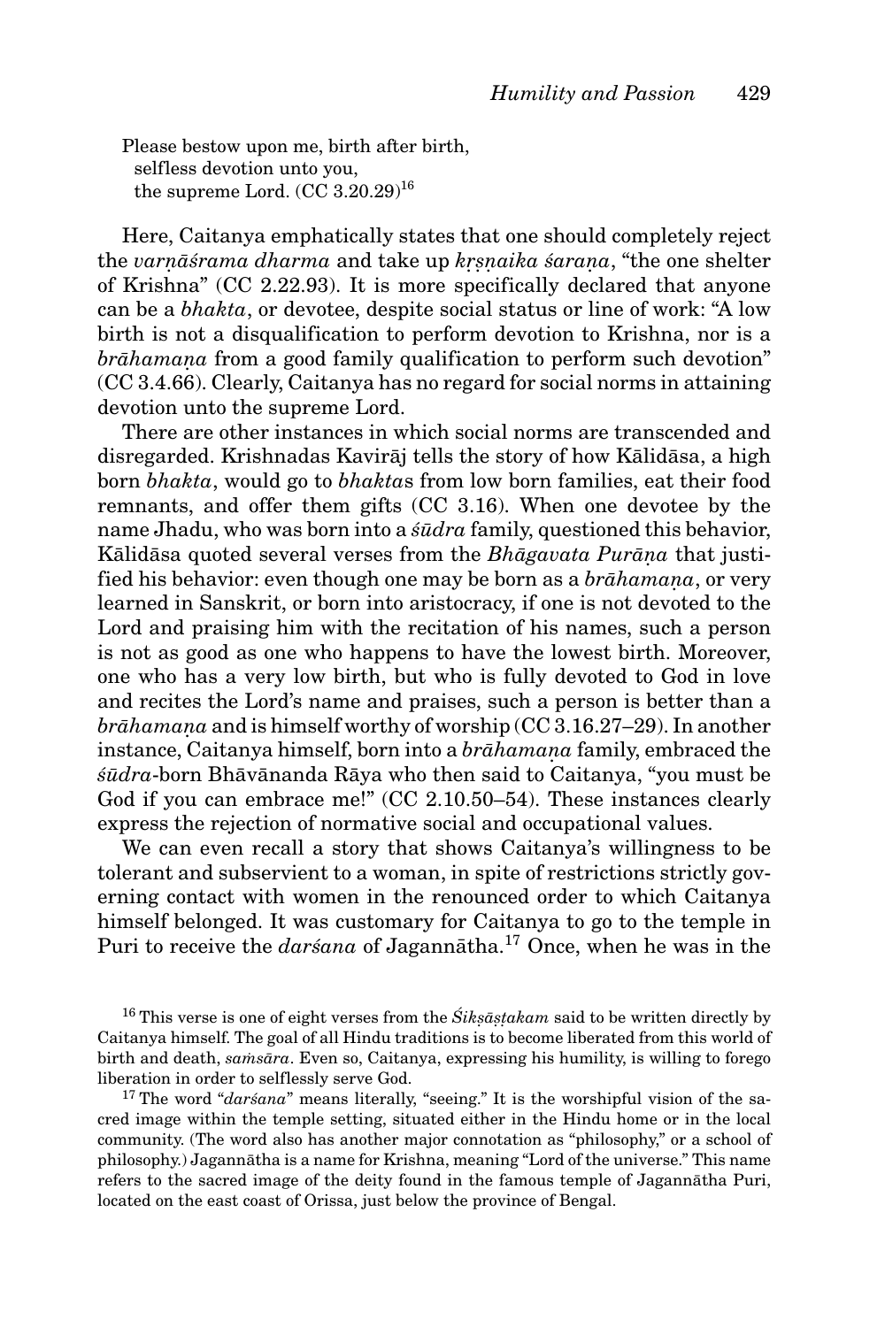Please bestow upon me, birth after birth,
selfless devotion unto you,
the supreme Lord. (CC 3.20.29)[16]

Here, Caitanya emphatically states that one should completely reject the *varṇāśrama dharma* and take up *kṛṣṇaika śaraṇa*, "the one shelter of Krishna" (CC 2.22.93). It is more specifically declared that anyone can be a *bhakta*, or devotee, despite social status or line of work: "A low birth is not a disqualification to perform devotion to Krishna, nor is a *brāhamaṇa* from a good family qualification to perform such devotion" (CC 3.4.66). Clearly, Caitanya has no regard for social norms in attaining devotion unto the supreme Lord.

There are other instances in which social norms are transcended and disregarded. Krishnadas Kavirāj tells the story of how Kālidāsa, a high born *bhakta*, would go to *bhakta*s from low born families, eat their food remnants, and offer them gifts (CC 3.16). When one devotee by the name Jhadu, who was born into a *śūdra* family, questioned this behavior, Kālidāsa quoted several verses from the *Bhāgavata Purāṇa* that justified his behavior: even though one may be born as a *brāhamaṇa*, or very learned in Sanskrit, or born into aristocracy, if one is not devoted to the Lord and praising him with the recitation of his names, such a person is not as good as one who happens to have the lowest birth. Moreover, one who has a very low birth, but who is fully devoted to God in love and recites the Lord's name and praises, such a person is better than a *brāhamaṇa* and is himself worthy of worship (CC 3.16.27–29). In another instance, Caitanya himself, born into a *brāhamaṇa* family, embraced the *śūdra*-born Bhāvānanda Rāya who then said to Caitanya, "you must be God if you can embrace me!" (CC 2.10.50–54). These instances clearly express the rejection of normative social and occupational values.

We can even recall a story that shows Caitanya's willingness to be tolerant and subservient to a woman, in spite of restrictions strictly governing contact with women in the renounced order to which Caitanya himself belonged. It was customary for Caitanya to go to the temple in Puri to receive the *darśana* of Jagannātha.[17] Once, when he was in the

---

[16] This verse is one of eight verses from the *Śikṣāṣṭakam* said to be written directly by Caitanya himself. The goal of all Hindu traditions is to become liberated from this world of birth and death, *saṁsāra*. Even so, Caitanya, expressing his humility, is willing to forego liberation in order to selflessly serve God.

[17] The word "*darśana*" means literally, "seeing." It is the worshipful vision of the sacred image within the temple setting, situated either in the Hindu home or in the local community. (The word also has another major connotation as "philosophy," or a school of philosophy.) Jagannātha is a name for Krishna, meaning "Lord of the universe." This name refers to the sacred image of the deity found in the famous temple of Jagannātha Puri, located on the east coast of Orissa, just below the province of Bengal.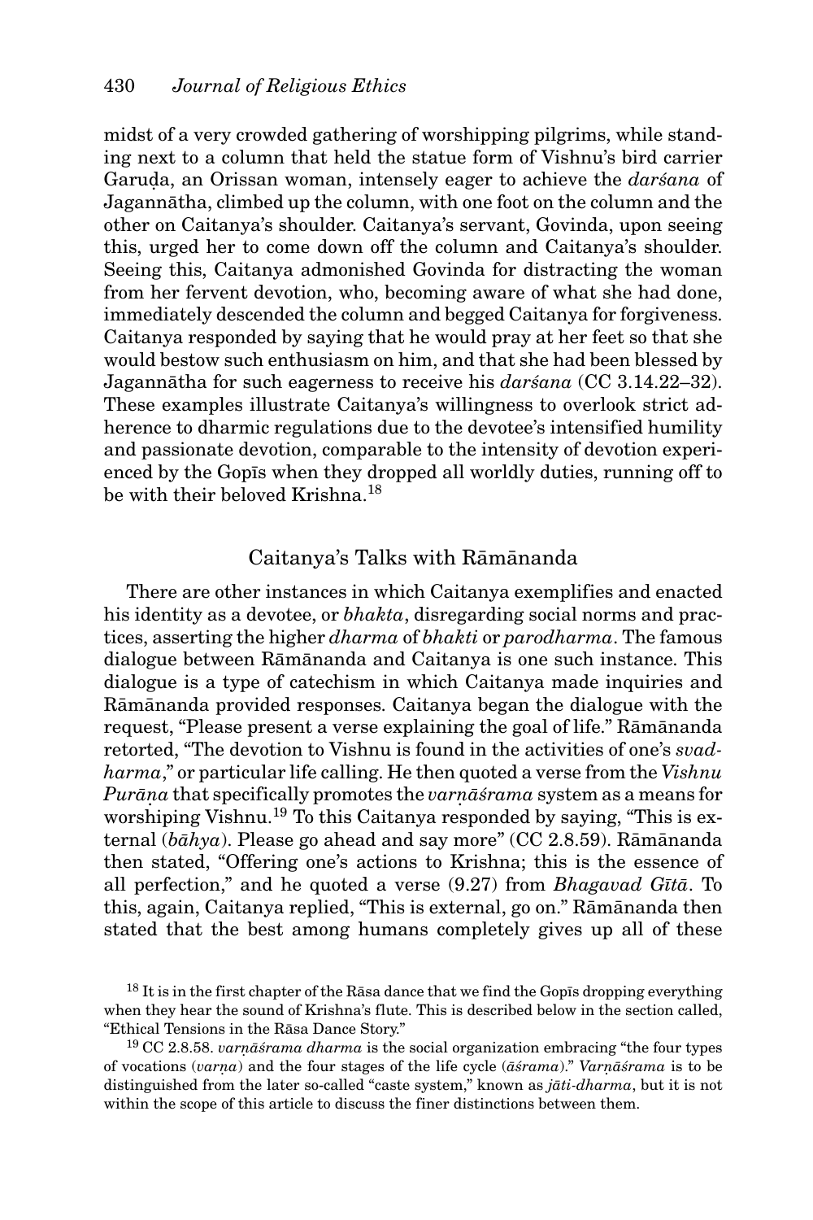midst of a very crowded gathering of worshipping pilgrims, while standing next to a column that held the statue form of Vishnu's bird carrier Garuḍa, an Orissan woman, intensely eager to achieve the *darśana* of Jagannātha, climbed up the column, with one foot on the column and the other on Caitanya's shoulder. Caitanya's servant, Govinda, upon seeing this, urged her to come down off the column and Caitanya's shoulder. Seeing this, Caitanya admonished Govinda for distracting the woman from her fervent devotion, who, becoming aware of what she had done, immediately descended the column and begged Caitanya for forgiveness. Caitanya responded by saying that he would pray at her feet so that she would bestow such enthusiasm on him, and that she had been blessed by Jagannātha for such eagerness to receive his *darśana* (CC 3.14.22–32). These examples illustrate Caitanya's willingness to overlook strict adherence to dharmic regulations due to the devotee's intensified humility and passionate devotion, comparable to the intensity of devotion experienced by the Gopīs when they dropped all worldly duties, running off to be with their beloved Krishna.[18]

## Caitanya's Talks with Rāmānanda

There are other instances in which Caitanya exemplifies and enacted his identity as a devotee, or *bhakta*, disregarding social norms and practices, asserting the higher *dharma* of *bhakti* or *parodharma*. The famous dialogue between Rāmānanda and Caitanya is one such instance. This dialogue is a type of catechism in which Caitanya made inquiries and Rāmānanda provided responses. Caitanya began the dialogue with the request, "Please present a verse explaining the goal of life." Rāmānanda retorted, "The devotion to Vishnu is found in the activities of one's *svadharma*," or particular life calling. He then quoted a verse from the *Vishnu Purāṇa* that specifically promotes the *varṇāśrama* system as a means for worshiping Vishnu.[19] To this Caitanya responded by saying, "This is external (*bāhya*). Please go ahead and say more" (CC 2.8.59). Rāmānanda then stated, "Offering one's actions to Krishna; this is the essence of all perfection," and he quoted a verse (9.27) from *Bhagavad Gītā*. To this, again, Caitanya replied, "This is external, go on." Rāmānanda then stated that the best among humans completely gives up all of these

[18] It is in the first chapter of the Rāsa dance that we find the Gopīs dropping everything when they hear the sound of Krishna's flute. This is described below in the section called, "Ethical Tensions in the Rāsa Dance Story."

[19] CC 2.8.58. *varṇāśrama dharma* is the social organization embracing "the four types of vocations (*varṇa*) and the four stages of the life cycle (*āśrama*)." *Varṇāśrama* is to be distinguished from the later so-called "caste system," known as *jāti-dharma*, but it is not within the scope of this article to discuss the finer distinctions between them.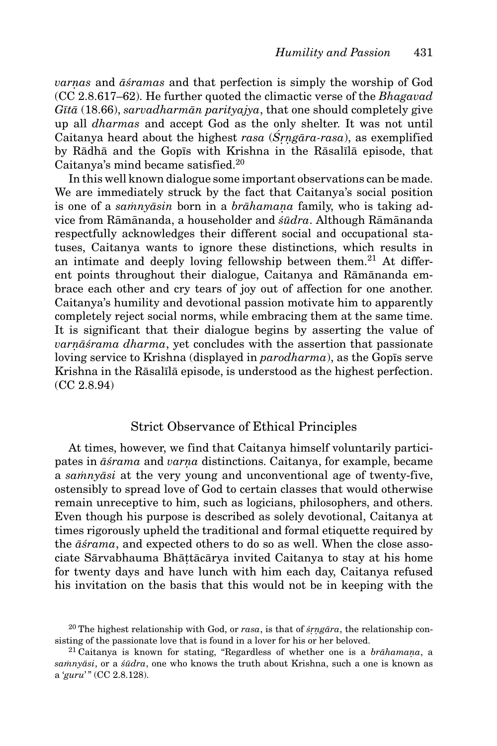*varṇas* and *āśramas* and that perfection is simply the worship of God (CC 2.8.617–62). He further quoted the climactic verse of the *Bhagavad Gītā* (18.66), *sarvadharmān parityajya*, that one should completely give up all *dharmas* and accept God as the only shelter. It was not until Caitanya heard about the highest *rasa* (*Śṛṅgāra-rasa*), as exemplified by Rādhā and the Gopīs with Krishna in the Rāsalīlā episode, that Caitanya's mind became satisfied.[20]

In this well known dialogue some important observations can be made. We are immediately struck by the fact that Caitanya's social position is one of a *saṁnyāsin* born in a *brāhamaṇa* family, who is taking advice from Rāmānanda, a householder and *śūdra*. Although Rāmānanda respectfully acknowledges their different social and occupational statuses, Caitanya wants to ignore these distinctions, which results in an intimate and deeply loving fellowship between them.[21] At different points throughout their dialogue, Caitanya and Rāmānanda embrace each other and cry tears of joy out of affection for one another. Caitanya's humility and devotional passion motivate him to apparently completely reject social norms, while embracing them at the same time. It is significant that their dialogue begins by asserting the value of *varṇāśrama dharma*, yet concludes with the assertion that passionate loving service to Krishna (displayed in *parodharma*), as the Gopīs serve Krishna in the Rāsalīlā episode, is understood as the highest perfection. (CC 2.8.94)

## Strict Observance of Ethical Principles

At times, however, we find that Caitanya himself voluntarily participates in *āśrama* and *varṇa* distinctions. Caitanya, for example, became a *saṁnyāsi* at the very young and unconventional age of twenty-five, ostensibly to spread love of God to certain classes that would otherwise remain unreceptive to him, such as logicians, philosophers, and others. Even though his purpose is described as solely devotional, Caitanya at times rigorously upheld the traditional and formal etiquette required by the *āśrama*, and expected others to do so as well. When the close associate Sārvabhauma Bhāṭṭācārya invited Caitanya to stay at his home for twenty days and have lunch with him each day, Caitanya refused his invitation on the basis that this would not be in keeping with the

[20] The highest relationship with God, or *rasa*, is that of *śṛṅgāra*, the relationship consisting of the passionate love that is found in a lover for his or her beloved.

[21] Caitanya is known for stating, "Regardless of whether one is a *brāhamaṇa*, a *saṁnyāsi*, or a *śūdra*, one who knows the truth about Krishna, such a one is known as a '*guru*'" (CC 2.8.128).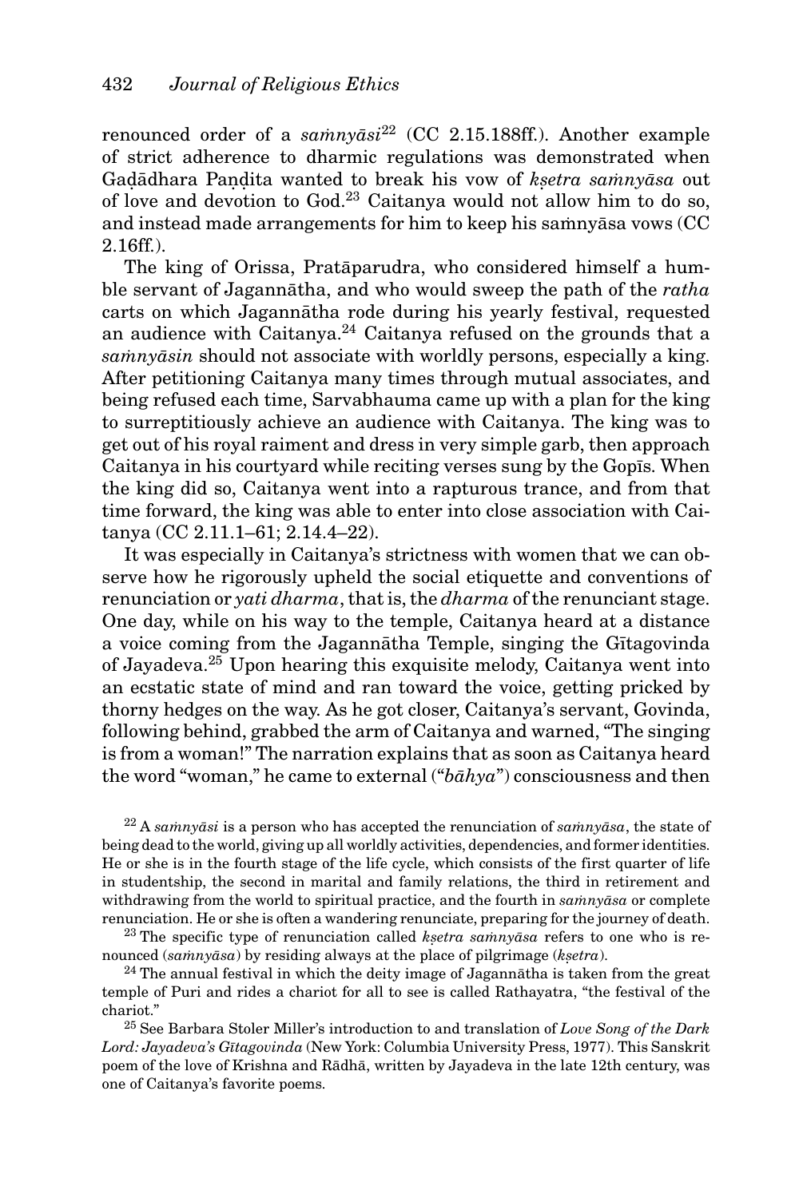renounced order of a *saṁnyāsi*[22] (CC 2.15.188ff.). Another example of strict adherence to dharmic regulations was demonstrated when Gaḍādhara Paṇḍita wanted to break his vow of *kṣetra saṁnyāsa* out of love and devotion to God.[23] Caitanya would not allow him to do so, and instead made arrangements for him to keep his saṁnyāsa vows (CC 2.16ff.).

The king of Orissa, Pratāparudra, who considered himself a humble servant of Jagannātha, and who would sweep the path of the *ratha* carts on which Jagannātha rode during his yearly festival, requested an audience with Caitanya.[24] Caitanya refused on the grounds that a *saṁnyāsin* should not associate with worldly persons, especially a king. After petitioning Caitanya many times through mutual associates, and being refused each time, Sarvabhauma came up with a plan for the king to surreptitiously achieve an audience with Caitanya. The king was to get out of his royal raiment and dress in very simple garb, then approach Caitanya in his courtyard while reciting verses sung by the Gopīs. When the king did so, Caitanya went into a rapturous trance, and from that time forward, the king was able to enter into close association with Caitanya (CC 2.11.1–61; 2.14.4–22).

It was especially in Caitanya's strictness with women that we can observe how he rigorously upheld the social etiquette and conventions of renunciation or *yati dharma*, that is, the *dharma* of the renunciant stage. One day, while on his way to the temple, Caitanya heard at a distance a voice coming from the Jagannātha Temple, singing the Gītagovinda of Jayadeva.[25] Upon hearing this exquisite melody, Caitanya went into an ecstatic state of mind and ran toward the voice, getting pricked by thorny hedges on the way. As he got closer, Caitanya's servant, Govinda, following behind, grabbed the arm of Caitanya and warned, "The singing is from a woman!" The narration explains that as soon as Caitanya heard the word "woman," he came to external ("*bāhya*") consciousness and then

---

[22] A *saṁnyāsi* is a person who has accepted the renunciation of *saṁnyāsa*, the state of being dead to the world, giving up all worldly activities, dependencies, and former identities. He or she is in the fourth stage of the life cycle, which consists of the first quarter of life in studentship, the second in marital and family relations, the third in retirement and withdrawing from the world to spiritual practice, and the fourth in *saṁnyāsa* or complete renunciation. He or she is often a wandering renunciate, preparing for the journey of death.

[23] The specific type of renunciation called *kṣetra saṁnyāsa* refers to one who is renounced (*saṁnyāsa*) by residing always at the place of pilgrimage (*kṣetra*).

[24] The annual festival in which the deity image of Jagannātha is taken from the great temple of Puri and rides a chariot for all to see is called Rathayatra, "the festival of the chariot."

[25] See Barbara Stoler Miller's introduction to and translation of *Love Song of the Dark Lord: Jayadeva's Gītagovinda* (New York: Columbia University Press, 1977). This Sanskrit poem of the love of Krishna and Rādhā, written by Jayadeva in the late 12th century, was one of Caitanya's favorite poems.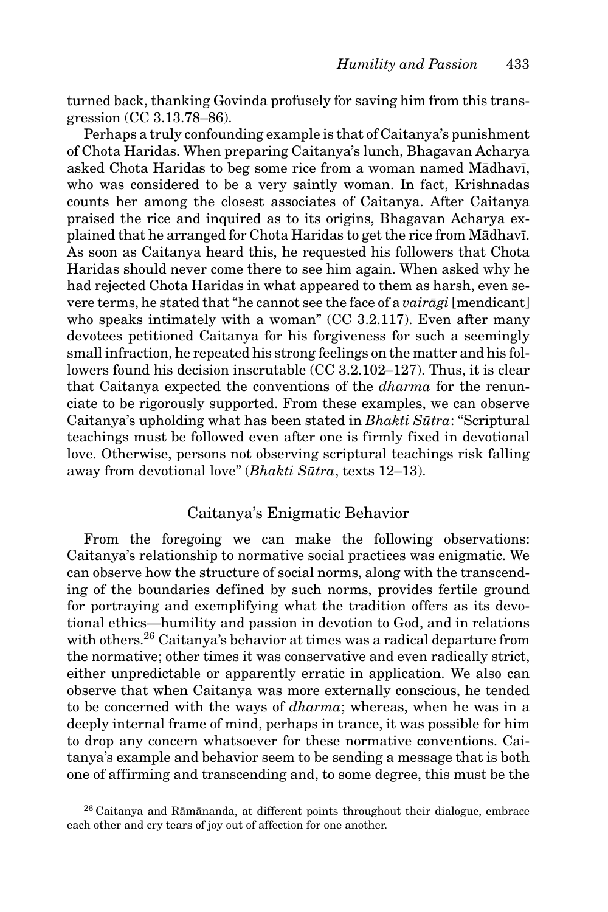turned back, thanking Govinda profusely for saving him from this transgression (CC 3.13.78–86).

Perhaps a truly confounding example is that of Caitanya's punishment of Chota Haridas. When preparing Caitanya's lunch, Bhagavan Acharya asked Chota Haridas to beg some rice from a woman named Mādhavī, who was considered to be a very saintly woman. In fact, Krishnadas counts her among the closest associates of Caitanya. After Caitanya praised the rice and inquired as to its origins, Bhagavan Acharya explained that he arranged for Chota Haridas to get the rice from Mādhavī. As soon as Caitanya heard this, he requested his followers that Chota Haridas should never come there to see him again. When asked why he had rejected Chota Haridas in what appeared to them as harsh, even severe terms, he stated that "he cannot see the face of a *vairāgi* [mendicant] who speaks intimately with a woman" (CC 3.2.117). Even after many devotees petitioned Caitanya for his forgiveness for such a seemingly small infraction, he repeated his strong feelings on the matter and his followers found his decision inscrutable (CC 3.2.102–127). Thus, it is clear that Caitanya expected the conventions of the *dharma* for the renunciate to be rigorously supported. From these examples, we can observe Caitanya's upholding what has been stated in *Bhakti Sūtra*: "Scriptural teachings must be followed even after one is firmly fixed in devotional love. Otherwise, persons not observing scriptural teachings risk falling away from devotional love" (*Bhakti Sūtra*, texts 12–13).

## Caitanya's Enigmatic Behavior

From the foregoing we can make the following observations: Caitanya's relationship to normative social practices was enigmatic. We can observe how the structure of social norms, along with the transcending of the boundaries defined by such norms, provides fertile ground for portraying and exemplifying what the tradition offers as its devotional ethics—humility and passion in devotion to God, and in relations with others.[26] Caitanya's behavior at times was a radical departure from the normative; other times it was conservative and even radically strict, either unpredictable or apparently erratic in application. We also can observe that when Caitanya was more externally conscious, he tended to be concerned with the ways of *dharma*; whereas, when he was in a deeply internal frame of mind, perhaps in trance, it was possible for him to drop any concern whatsoever for these normative conventions. Caitanya's example and behavior seem to be sending a message that is both one of affirming and transcending and, to some degree, this must be the

[26] Caitanya and Rāmānanda, at different points throughout their dialogue, embrace each other and cry tears of joy out of affection for one another.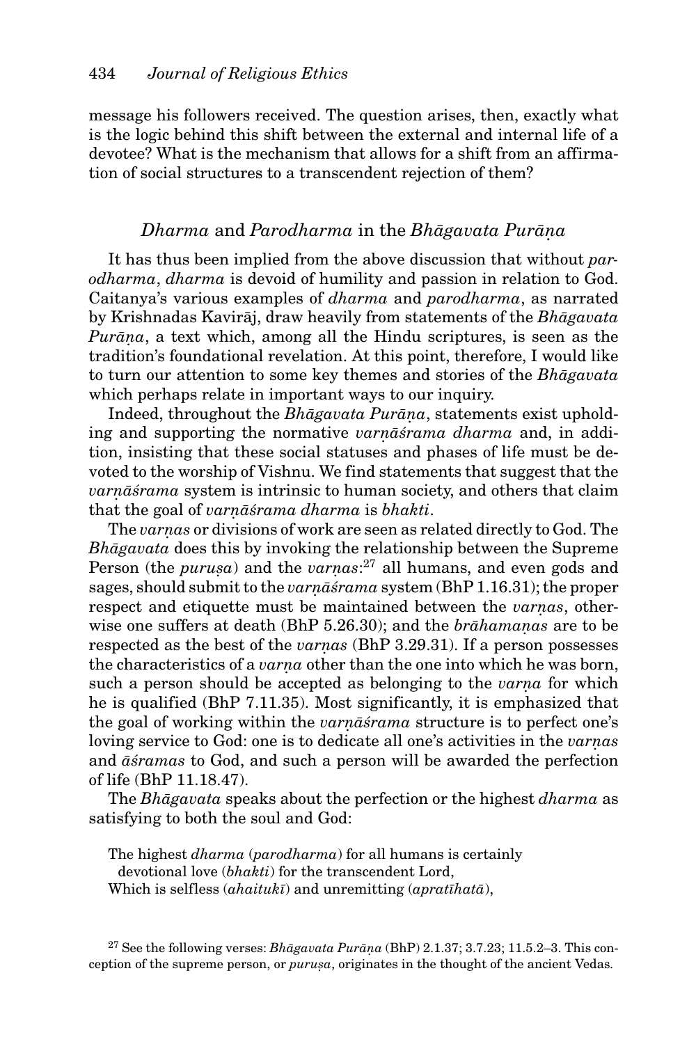message his followers received. The question arises, then, exactly what is the logic behind this shift between the external and internal life of a devotee? What is the mechanism that allows for a shift from an affirmation of social structures to a transcendent rejection of them?

## *Dharma* and *Parodharma* in the *Bhāgavata Purāṇa*

It has thus been implied from the above discussion that without *parodharma*, *dharma* is devoid of humility and passion in relation to God. Caitanya's various examples of *dharma* and *parodharma*, as narrated by Krishnadas Kavirāj, draw heavily from statements of the *Bhāgavata Purāṇa*, a text which, among all the Hindu scriptures, is seen as the tradition's foundational revelation. At this point, therefore, I would like to turn our attention to some key themes and stories of the *Bhāgavata* which perhaps relate in important ways to our inquiry.

Indeed, throughout the *Bhāgavata Purāṇa*, statements exist upholding and supporting the normative *varṇāśrama dharma* and, in addition, insisting that these social statuses and phases of life must be devoted to the worship of Vishnu. We find statements that suggest that the *varṇāśrama* system is intrinsic to human society, and others that claim that the goal of *varṇāśrama dharma* is *bhakti*.

The *varṇas* or divisions of work are seen as related directly to God. The *Bhāgavata* does this by invoking the relationship between the Supreme Person (the *puruṣa*) and the *varṇas*:[27] all humans, and even gods and sages, should submit to the *varṇāśrama* system (BhP 1.16.31); the proper respect and etiquette must be maintained between the *varṇas*, otherwise one suffers at death (BhP 5.26.30); and the *brāhamaṇas* are to be respected as the best of the *varṇas* (BhP 3.29.31). If a person possesses the characteristics of a *varṇa* other than the one into which he was born, such a person should be accepted as belonging to the *varṇa* for which he is qualified (BhP 7.11.35). Most significantly, it is emphasized that the goal of working within the *varṇāśrama* structure is to perfect one's loving service to God: one is to dedicate all one's activities in the *varṇas* and *āśramas* to God, and such a person will be awarded the perfection of life (BhP 11.18.47).

The *Bhāgavata* speaks about the perfection or the highest *dharma* as satisfying to both the soul and God:

> The highest *dharma* (*parodharma*) for all humans is certainly
> devotional love (*bhakti*) for the transcendent Lord,
> Which is selfless (*ahaitukī*) and unremitting (*apratīhatā*),

[27] See the following verses: *Bhāgavata Purāṇa* (BhP) 2.1.37; 3.7.23; 11.5.2–3. This conception of the supreme person, or *puruṣa*, originates in the thought of the ancient Vedas.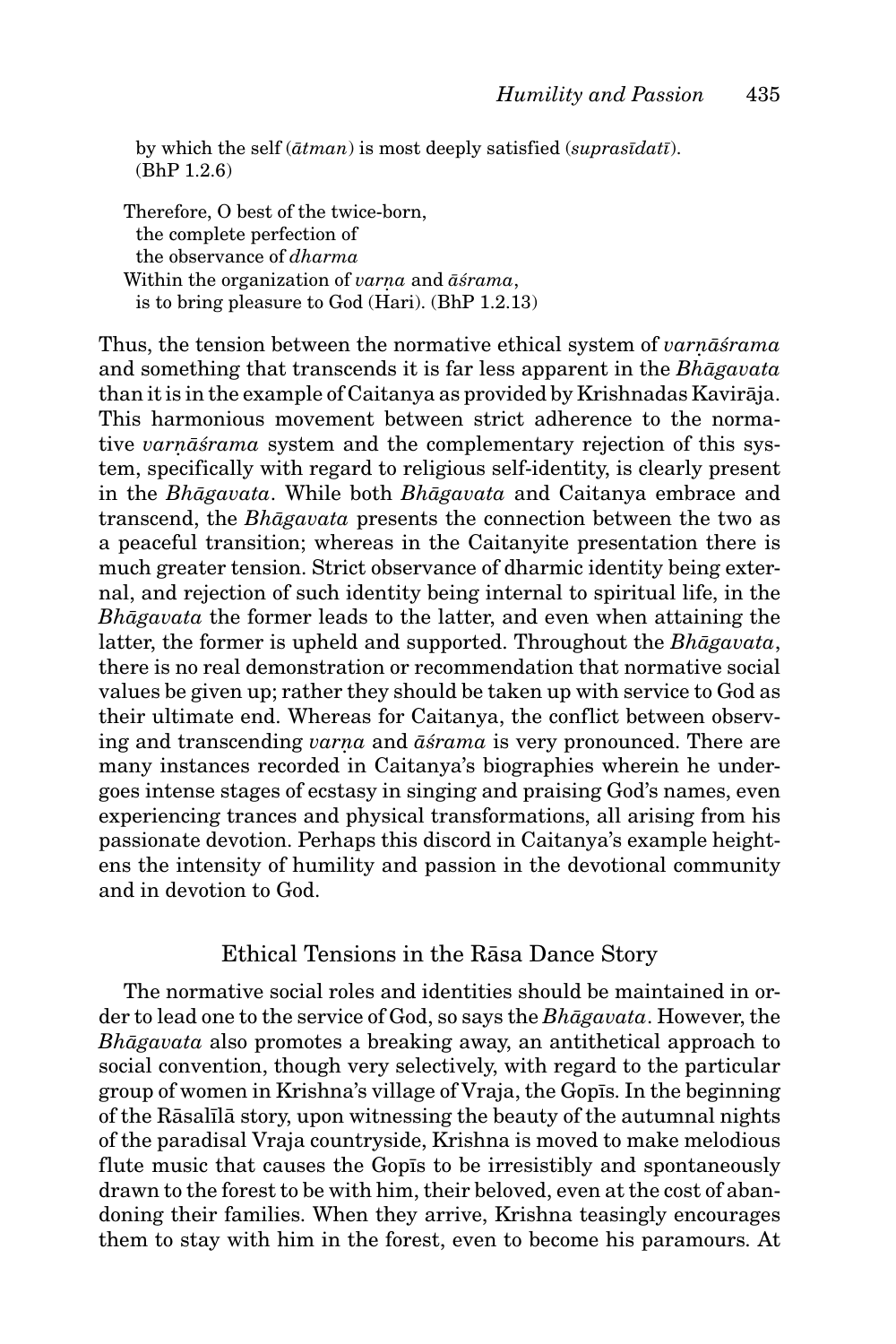by which the self (*ātman*) is most deeply satisfied (*suprasīdatī*).
(BhP 1.2.6)

Therefore, O best of the twice-born,
 the complete perfection of
 the observance of *dharma*
Within the organization of *varṇa* and *āśrama*,
 is to bring pleasure to God (Ḥari). (BhP 1.2.13)

Thus, the tension between the normative ethical system of *varṇāśrama* and something that transcends it is far less apparent in the *Bhāgavata* than it is in the example of Caitanya as provided by Krishnadas Kavirāja. This harmonious movement between strict adherence to the normative *varṇāśrama* system and the complementary rejection of this system, specifically with regard to religious self-identity, is clearly present in the *Bhāgavata*. While both *Bhāgavata* and Caitanya embrace and transcend, the *Bhāgavata* presents the connection between the two as a peaceful transition; whereas in the Caitanyite presentation there is much greater tension. Strict observance of dharmic identity being external, and rejection of such identity being internal to spiritual life, in the *Bhāgavata* the former leads to the latter, and even when attaining the latter, the former is upheld and supported. Throughout the *Bhāgavata*, there is no real demonstration or recommendation that normative social values be given up; rather they should be taken up with service to God as their ultimate end. Whereas for Caitanya, the conflict between observing and transcending *varṇa* and *āśrama* is very pronounced. There are many instances recorded in Caitanya's biographies wherein he undergoes intense stages of ecstasy in singing and praising God's names, even experiencing trances and physical transformations, all arising from his passionate devotion. Perhaps this discord in Caitanya's example heightens the intensity of humility and passion in the devotional community and in devotion to God.

## Ethical Tensions in the Rāsa Dance Story

The normative social roles and identities should be maintained in order to lead one to the service of God, so says the *Bhāgavata*. However, the *Bhāgavata* also promotes a breaking away, an antithetical approach to social convention, though very selectively, with regard to the particular group of women in Krishna's village of Vraja, the Gopīs. In the beginning of the Rāsalīlā story, upon witnessing the beauty of the autumnal nights of the paradisal Vraja countryside, Krishna is moved to make melodious flute music that causes the Gopīs to be irresistibly and spontaneously drawn to the forest to be with him, their beloved, even at the cost of abandoning their families. When they arrive, Krishna teasingly encourages them to stay with him in the forest, even to become his paramours. At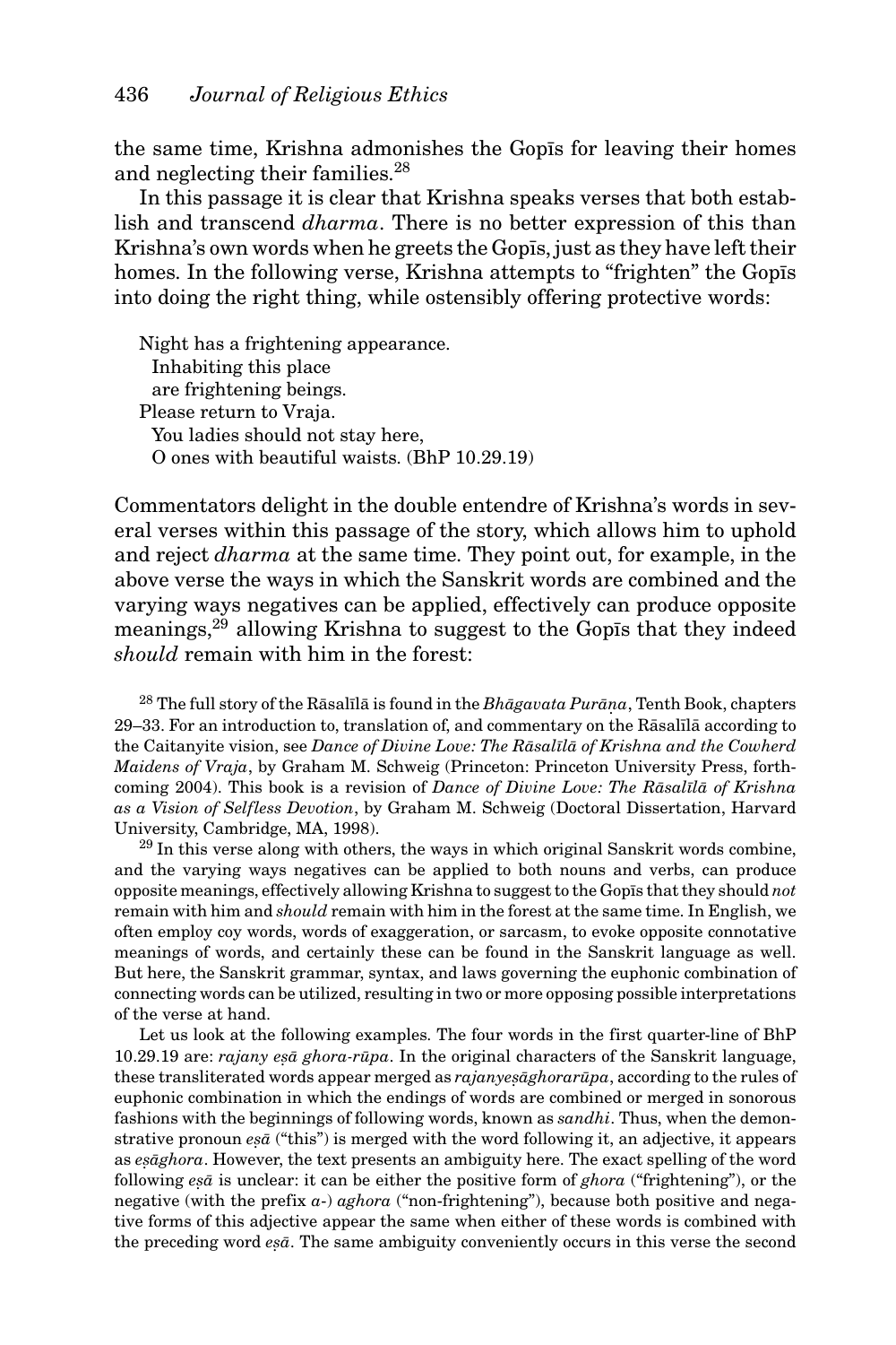the same time, Krishna admonishes the Gopīs for leaving their homes and neglecting their families.[28]

In this passage it is clear that Krishna speaks verses that both establish and transcend *dharma*. There is no better expression of this than Krishna's own words when he greets the Gopīs, just as they have left their homes. In the following verse, Krishna attempts to "frighten" the Gopīs into doing the right thing, while ostensibly offering protective words:

> Night has a frightening appearance.  
> Inhabiting this place  
> are frightening beings.  
> Please return to Vraja.  
> You ladies should not stay here,  
> O ones with beautiful waists. (BhP 10.29.19)

Commentators delight in the double entendre of Krishna's words in several verses within this passage of the story, which allows him to uphold and reject *dharma* at the same time. They point out, for example, in the above verse the ways in which the Sanskrit words are combined and the varying ways negatives can be applied, effectively can produce opposite meanings,[29] allowing Krishna to suggest to the Gopīs that they indeed *should* remain with him in the forest:

[28] The full story of the Rāsalīlā is found in the *Bhāgavata Purāṇa*, Tenth Book, chapters 29–33. For an introduction to, translation of, and commentary on the Rāsalīlā according to the Caitanyite vision, see *Dance of Divine Love: The Rāsalīlā of Krishna and the Cowherd Maidens of Vraja*, by Graham M. Schweig (Princeton: Princeton University Press, forthcoming 2004). This book is a revision of *Dance of Divine Love: The Rāsalīlā of Krishna as a Vision of Selfless Devotion*, by Graham M. Schweig (Doctoral Dissertation, Harvard University, Cambridge, MA, 1998).

[29] In this verse along with others, the ways in which original Sanskrit words combine, and the varying ways negatives can be applied to both nouns and verbs, can produce opposite meanings, effectively allowing Krishna to suggest to the Gopīs that they should *not* remain with him and *should* remain with him in the forest at the same time. In English, we often employ coy words, words of exaggeration, or sarcasm, to evoke opposite connotative meanings of words, and certainly these can be found in the Sanskrit language as well. But here, the Sanskrit grammar, syntax, and laws governing the euphonic combination of connecting words can be utilized, resulting in two or more opposing possible interpretations of the verse at hand.

Let us look at the following examples. The four words in the first quarter-line of BhP 10.29.19 are: *rajany eṣā ghora-rūpa*. In the original characters of the Sanskrit language, these transliterated words appear merged as *rajanyeṣāghorarūpa*, according to the rules of euphonic combination in which the endings of words are combined or merged in sonorous fashions with the beginnings of following words, known as *sandhi*. Thus, when the demonstrative pronoun *eṣā* ("this") is merged with the word following it, an adjective, it appears as *eṣāghora*. However, the text presents an ambiguity here. The exact spelling of the word following *eṣā* is unclear: it can be either the positive form of *ghora* ("frightening"), or the negative (with the prefix *a-*) *aghora* ("non-frightening"), because both positive and negative forms of this adjective appear the same when either of these words is combined with the preceding word *eṣā*. The same ambiguity conveniently occurs in this verse the second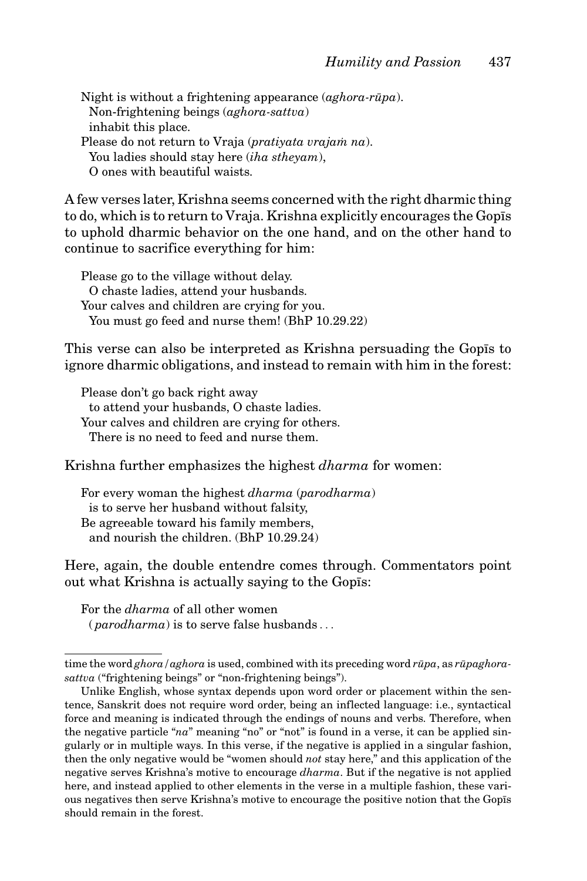> Night is without a frightening appearance (*aghora-rūpa*).
>   Non-frightening beings (*aghora-sattva*)
>   inhabit this place.
> Please do not return to Vraja (*pratiyata vrajaṁ na*).
>   You ladies should stay here (*iha stheyam*),
>   O ones with beautiful waists.

A few verses later, Krishna seems concerned with the right dharmic thing to do, which is to return to Vraja. Krishna explicitly encourages the Gopīs to uphold dharmic behavior on the one hand, and on the other hand to continue to sacrifice everything for him:

> Please go to the village without delay.
>   O chaste ladies, attend your husbands.
> Your calves and children are crying for you.
>   You must go feed and nurse them! (BhP 10.29.22)

This verse can also be interpreted as Krishna persuading the Gopīs to ignore dharmic obligations, and instead to remain with him in the forest:

> Please don't go back right away
>   to attend your husbands, O chaste ladies.
> Your calves and children are crying for others.
>   There is no need to feed and nurse them.

Krishna further emphasizes the highest *dharma* for women:

> For every woman the highest *dharma* (*parodharma*)
>   is to serve her husband without falsity,
> Be agreeable toward his family members,
>   and nourish the children. (BhP 10.29.24)

Here, again, the double entendre comes through. Commentators point out what Krishna is actually saying to the Gopīs:

> For the *dharma* of all other women
>   (*parodharma*) is to serve false husbands . . .

---

time the word *ghora* / *aghora* is used, combined with its preceding word *rūpa*, as *rūpaghora-sattva* ("frightening beings" or "non-frightening beings").

Unlike English, whose syntax depends upon word order or placement within the sentence, Sanskrit does not require word order, being an inflected language: i.e., syntactical force and meaning is indicated through the endings of nouns and verbs. Therefore, when the negative particle "*na*" meaning "no" or "not" is found in a verse, it can be applied singularly or in multiple ways. In this verse, if the negative is applied in a singular fashion, then the only negative would be "women should *not* stay here," and this application of the negative serves Krishna's motive to encourage *dharma*. But if the negative is not applied here, and instead applied to other elements in the verse in a multiple fashion, these various negatives then serve Krishna's motive to encourage the positive notion that the Gopīs should remain in the forest.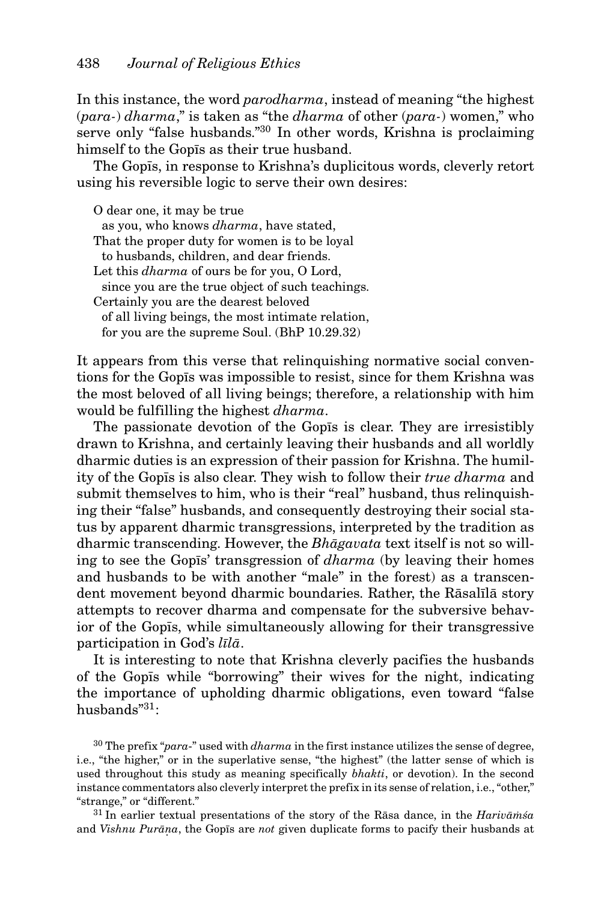In this instance, the word *parodharma*, instead of meaning "the highest (*para-*) *dharma*," is taken as "the *dharma* of other (*para-*) women," who serve only "false husbands."[30] In other words, Krishna is proclaiming himself to the Gopīs as their true husband.

The Gopīs, in response to Krishna's duplicitous words, cleverly retort using his reversible logic to serve their own desires:

> O dear one, it may be true
> as you, who knows *dharma*, have stated,
> That the proper duty for women is to be loyal
> to husbands, children, and dear friends.
> Let this *dharma* of ours be for you, O Lord,
> since you are the true object of such teachings.
> Certainly you are the dearest beloved
> of all living beings, the most intimate relation,
> for you are the supreme Soul. (BhP 10.29.32)

It appears from this verse that relinquishing normative social conventions for the Gopīs was impossible to resist, since for them Krishna was the most beloved of all living beings; therefore, a relationship with him would be fulfilling the highest *dharma*.

The passionate devotion of the Gopīs is clear. They are irresistibly drawn to Krishna, and certainly leaving their husbands and all worldly dharmic duties is an expression of their passion for Krishna. The humility of the Gopīs is also clear. They wish to follow their *true dharma* and submit themselves to him, who is their "real" husband, thus relinquishing their "false" husbands, and consequently destroying their social status by apparent dharmic transgressions, interpreted by the tradition as dharmic transcending. However, the *Bhāgavata* text itself is not so willing to see the Gopīs' transgression of *dharma* (by leaving their homes and husbands to be with another "male" in the forest) as a transcendent movement beyond dharmic boundaries. Rather, the Rāsalīlā story attempts to recover dharma and compensate for the subversive behavior of the Gopīs, while simultaneously allowing for their transgressive participation in God's *līlā*.

It is interesting to note that Krishna cleverly pacifies the husbands of the Gopīs while "borrowing" their wives for the night, indicating the importance of upholding dharmic obligations, even toward "false husbands"[31]:

---

[30] The prefix "*para-*" used with *dharma* in the first instance utilizes the sense of degree, i.e., "the higher," or in the superlative sense, "the highest" (the latter sense of which is used throughout this study as meaning specifically *bhakti*, or devotion). In the second instance commentators also cleverly interpret the prefix in its sense of relation, i.e., "other," "strange," or "different."

[31] In earlier textual presentations of the story of the Rāsa dance, in the *Harivāṁśa* and *Vishnu Purāṇa*, the Gopīs are *not* given duplicate forms to pacify their husbands at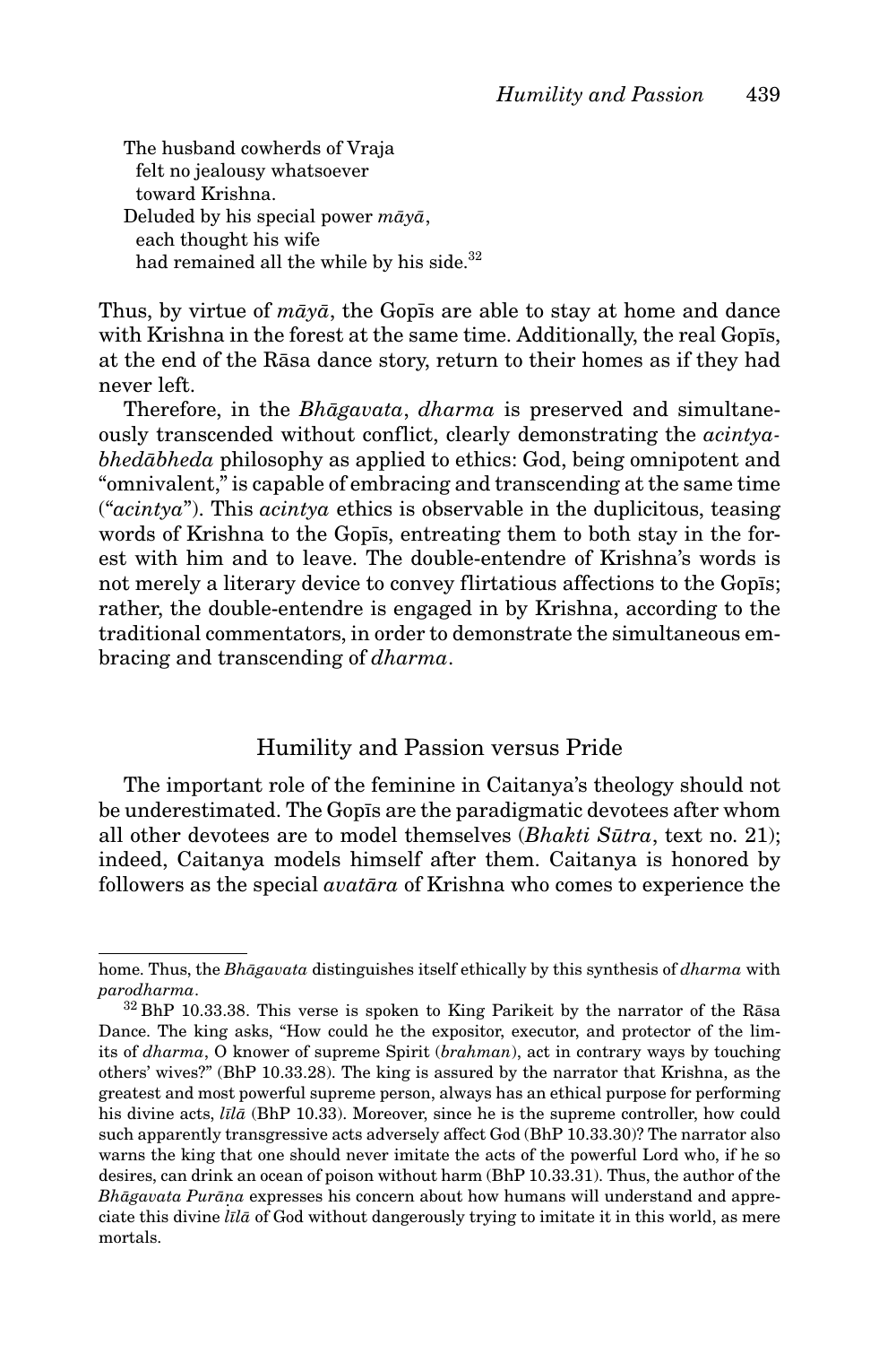> The husband cowherds of Vraja
>   felt no jealousy whatsoever
>   toward Krishna.
> Deluded by his special power *māyā*,
>   each thought his wife
>   had remained all the while by his side.[32]

Thus, by virtue of *māyā*, the Gopīs are able to stay at home and dance with Krishna in the forest at the same time. Additionally, the real Gopīs, at the end of the Rāsa dance story, return to their homes as if they had never left.

Therefore, in the *Bhāgavata*, *dharma* is preserved and simultaneously transcended without conflict, clearly demonstrating the *acintya-bhedābheda* philosophy as applied to ethics: God, being omnipotent and "omnivalent," is capable of embracing and transcending at the same time ("*acintya*"). This *acintya* ethics is observable in the duplicitous, teasing words of Krishna to the Gopīs, entreating them to both stay in the forest with him and to leave. The double-entendre of Krishna's words is not merely a literary device to convey flirtatious affections to the Gopīs; rather, the double-entendre is engaged in by Krishna, according to the traditional commentators, in order to demonstrate the simultaneous embracing and transcending of *dharma*.

## Humility and Passion versus Pride

The important role of the feminine in Caitanya's theology should not be underestimated. The Gopīs are the paradigmatic devotees after whom all other devotees are to model themselves (*Bhakti Sūtra*, text no. 21); indeed, Caitanya models himself after them. Caitanya is honored by followers as the special *avatāra* of Krishna who comes to experience the

---

home. Thus, the *Bhāgavata* distinguishes itself ethically by this synthesis of *dharma* with *parodharma*.

[32] BhP 10.33.38. This verse is spoken to King Parikeit by the narrator of the Rāsa Dance. The king asks, "How could he the expositor, executor, and protector of the limits of *dharma*, O knower of supreme Spirit (*brahman*), act in contrary ways by touching others' wives?" (BhP 10.33.28). The king is assured by the narrator that Krishna, as the greatest and most powerful supreme person, always has an ethical purpose for performing his divine acts, *līlā* (BhP 10.33). Moreover, since he is the supreme controller, how could such apparently transgressive acts adversely affect God (BhP 10.33.30)? The narrator also warns the king that one should never imitate the acts of the powerful Lord who, if he so desires, can drink an ocean of poison without harm (BhP 10.33.31). Thus, the author of the *Bhāgavata Purāṇa* expresses his concern about how humans will understand and appreciate this divine *līlā* of God without dangerously trying to imitate it in this world, as mere mortals.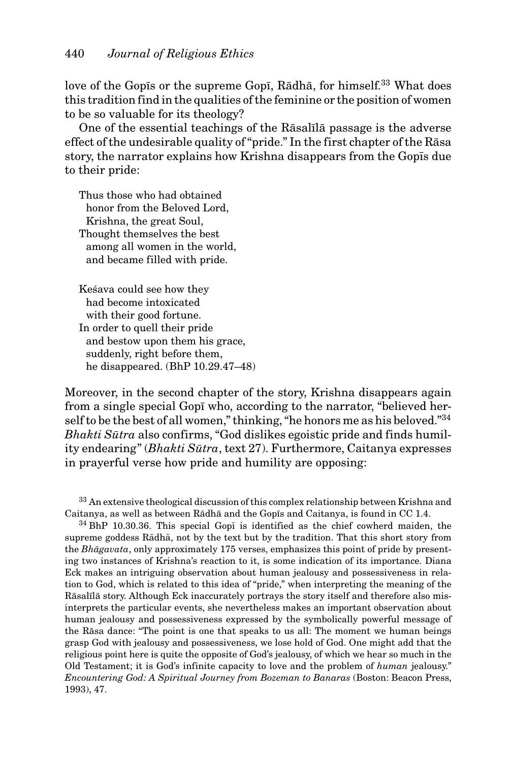love of the Gopīs or the supreme Gopī, Rādhā, for himself.[33] What does this tradition find in the qualities of the feminine or the position of women to be so valuable for its theology?

One of the essential teachings of the Rāsalīlā passage is the adverse effect of the undesirable quality of "pride." In the first chapter of the Rāsa story, the narrator explains how Krishna disappears from the Gopīs due to their pride:

> Thus those who had obtained
>   honor from the Beloved Lord,
>   Krishna, the great Soul,
> Thought themselves the best
>   among all women in the world,
>   and became filled with pride.
>
> Keśava could see how they
>   had become intoxicated
>   with their good fortune.
> In order to quell their pride
>   and bestow upon them his grace,
>   suddenly, right before them,
>   he disappeared. (BhP 10.29.47–48)

Moreover, in the second chapter of the story, Krishna disappears again from a single special Gopī who, according to the narrator, "believed herself to be the best of all women," thinking, "he honors me as his beloved."[34] *Bhakti Sūtra* also confirms, "God dislikes egoistic pride and finds humility endearing" (*Bhakti Sūtra*, text 27). Furthermore, Caitanya expresses in prayerful verse how pride and humility are opposing:

[33] An extensive theological discussion of this complex relationship between Krishna and Caitanya, as well as between Rādhā and the Gopīs and Caitanya, is found in CC 1.4.

[34] BhP 10.30.36. This special Gopī is identified as the chief cowherd maiden, the supreme goddess Rādhā, not by the text but by the tradition. That this short story from the *Bhāgavata*, only approximately 175 verses, emphasizes this point of pride by presenting two instances of Krishna's reaction to it, is some indication of its importance. Diana Eck makes an intriguing observation about human jealousy and possessiveness in relation to God, which is related to this idea of "pride," when interpreting the meaning of the Rāsalīlā story. Although Eck inaccurately portrays the story itself and therefore also misinterprets the particular events, she nevertheless makes an important observation about human jealousy and possessiveness expressed by the symbolically powerful message of the Rāsa dance: "The point is one that speaks to us all: The moment we human beings grasp God with jealousy and possessiveness, we lose hold of God. One might add that the religious point here is quite the opposite of God's jealousy, of which we hear so much in the Old Testament; it is God's infinite capacity to love and the problem of *human* jealousy." *Encountering God: A Spiritual Journey from Bozeman to Banaras* (Boston: Beacon Press, 1993), 47.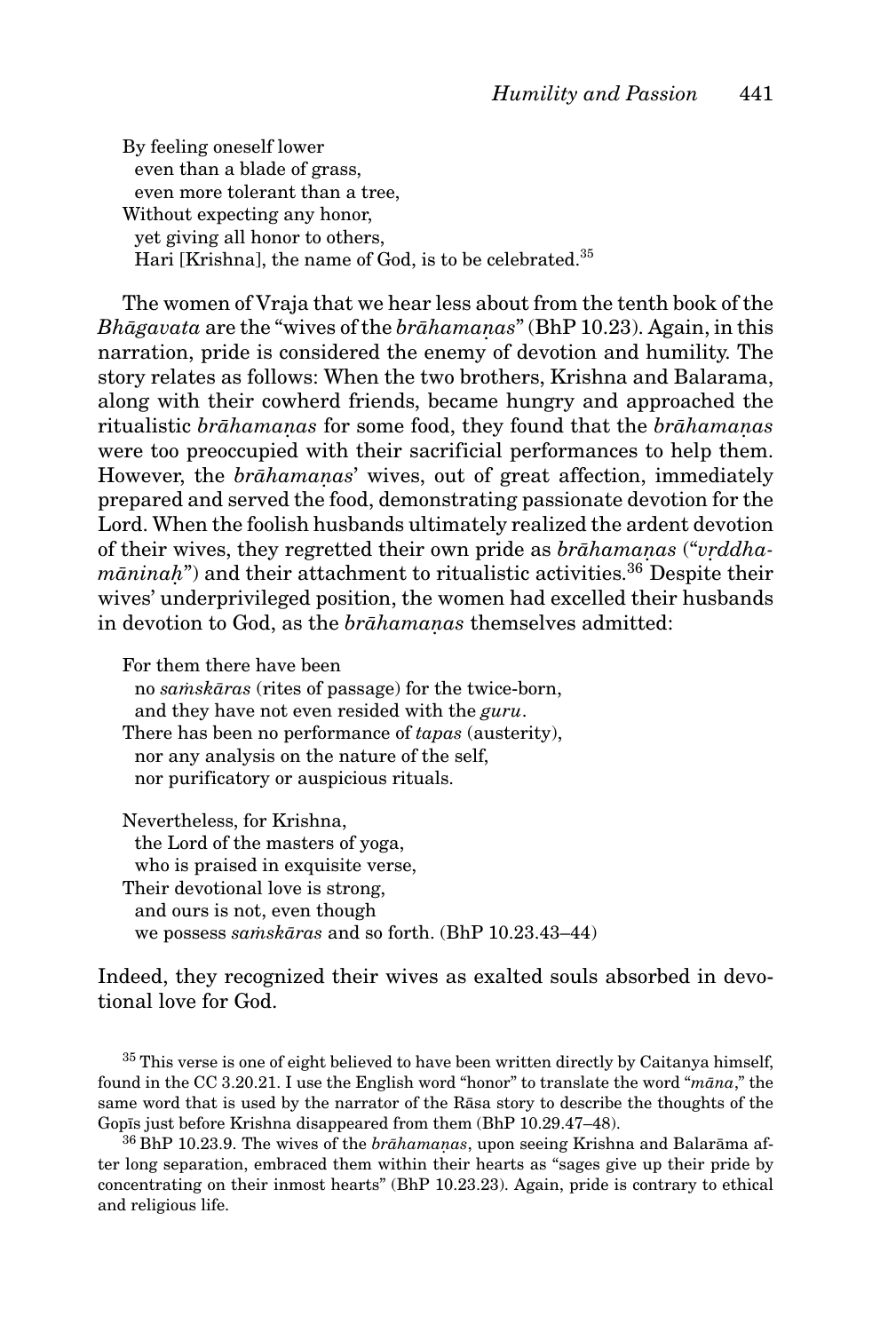By feeling oneself lower  
  even than a blade of grass,  
  even more tolerant than a tree,  
Without expecting any honor,  
  yet giving all honor to others,  
  Hari [Krishna], the name of God, is to be celebrated.[35]

The women of Vraja that we hear less about from the tenth book of the *Bhāgavata* are the "wives of the *brāhamaṇas*" (BhP 10.23). Again, in this narration, pride is considered the enemy of devotion and humility. The story relates as follows: When the two brothers, Krishna and Balarama, along with their cowherd friends, became hungry and approached the ritualistic *brāhamaṇas* for some food, they found that the *brāhamaṇas* were too preoccupied with their sacrificial performances to help them. However, the *brāhamaṇas*' wives, out of great affection, immediately prepared and served the food, demonstrating passionate devotion for the Lord. When the foolish husbands ultimately realized the ardent devotion of their wives, they regretted their own pride as *brāhamaṇas* ("*vṛddha-māninaḥ*") and their attachment to ritualistic activities.[36] Despite their wives' underprivileged position, the women had excelled their husbands in devotion to God, as the *brāhamaṇas* themselves admitted:

For them there have been  
  no *saṁskāras* (rites of passage) for the twice-born,  
  and they have not even resided with the *guru*.  
There has been no performance of *tapas* (austerity),  
  nor any analysis on the nature of the self,  
  nor purificatory or auspicious rituals.

Nevertheless, for Krishna,  
  the Lord of the masters of yoga,  
  who is praised in exquisite verse,  
Their devotional love is strong,  
  and ours is not, even though  
  we possess *saṁskāras* and so forth. (BhP 10.23.43–44)

Indeed, they recognized their wives as exalted souls absorbed in devotional love for God.

[35] This verse is one of eight believed to have been written directly by Caitanya himself, found in the CC 3.20.21. I use the English word "honor" to translate the word "*māna*," the same word that is used by the narrator of the Rāsa story to describe the thoughts of the Gopīs just before Krishna disappeared from them (BhP 10.29.47–48).

[36] BhP 10.23.9. The wives of the *brāhamaṇas*, upon seeing Krishna and Balarāma after long separation, embraced them within their hearts as "sages give up their pride by concentrating on their inmost hearts" (BhP 10.23.23). Again, pride is contrary to ethical and religious life.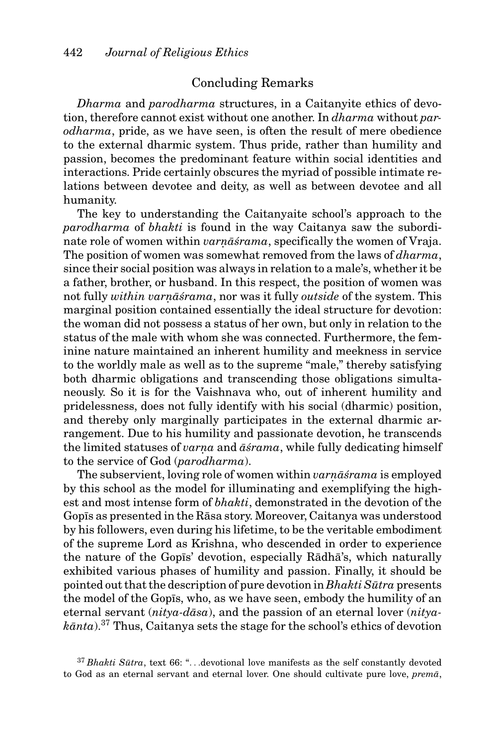## Concluding Remarks

*Dharma* and *parodharma* structures, in a Caitanyite ethics of devotion, therefore cannot exist without one another. In *dharma* without *parodharma*, pride, as we have seen, is often the result of mere obedience to the external dharmic system. Thus pride, rather than humility and passion, becomes the predominant feature within social identities and interactions. Pride certainly obscures the myriad of possible intimate relations between devotee and deity, as well as between devotee and all humanity.

The key to understanding the Caitanyaite school's approach to the *parodharma* of *bhakti* is found in the way Caitanya saw the subordinate role of women within *varṇāśrama*, specifically the women of Vraja. The position of women was somewhat removed from the laws of *dharma*, since their social position was always in relation to a male's, whether it be a father, brother, or husband. In this respect, the position of women was not fully *within varṇāśrama*, nor was it fully *outside* of the system. This marginal position contained essentially the ideal structure for devotion: the woman did not possess a status of her own, but only in relation to the status of the male with whom she was connected. Furthermore, the feminine nature maintained an inherent humility and meekness in service to the worldly male as well as to the supreme "male," thereby satisfying both dharmic obligations and transcending those obligations simultaneously. So it is for the Vaishnava who, out of inherent humility and pridelessness, does not fully identify with his social (dharmic) position, and thereby only marginally participates in the external dharmic arrangement. Due to his humility and passionate devotion, he transcends the limited statuses of *varṇa* and *āśrama*, while fully dedicating himself to the service of God (*parodharma*).

The subservient, loving role of women within *varṇāśrama* is employed by this school as the model for illuminating and exemplifying the highest and most intense form of *bhakti*, demonstrated in the devotion of the Gopīs as presented in the Rāsa story. Moreover, Caitanya was understood by his followers, even during his lifetime, to be the veritable embodiment of the supreme Lord as Krishna, who descended in order to experience the nature of the Gopīs' devotion, especially Rādhā's, which naturally exhibited various phases of humility and passion. Finally, it should be pointed out that the description of pure devotion in *Bhakti Sūtra* presents the model of the Gopīs, who, as we have seen, embody the humility of an eternal servant (*nitya-dāsa*), and the passion of an eternal lover (*nitya-kānta*).[37] Thus, Caitanya sets the stage for the school's ethics of devotion

[37] *Bhakti Sūtra*, text 66: "...devotional love manifests as the self constantly devoted to God as an eternal servant and eternal lover. One should cultivate pure love, *premā*,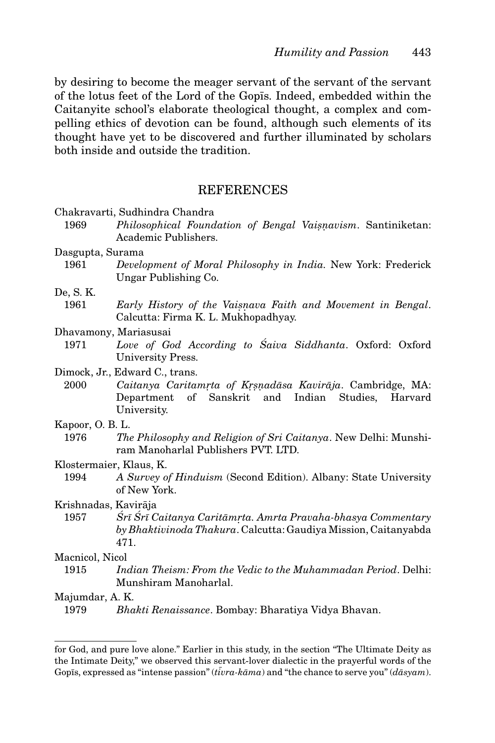by desiring to become the meager servant of the servant of the servant of the lotus feet of the Lord of the Gopīs. Indeed, embedded within the Caitanyite school's elaborate theological thought, a complex and compelling ethics of devotion can be found, although such elements of its thought have yet to be discovered and further illuminated by scholars both inside and outside the tradition.

## REFERENCES

Chakravarti, Sudhindra Chandra
1969 *Philosophical Foundation of Bengal Vaiṣṇavism*. Santiniketan: Academic Publishers.

Dasgupta, Surama
1961 *Development of Moral Philosophy in India.* New York: Frederick Ungar Publishing Co.

De, S. K.
1961 *Early History of the Vaiṣṇava Faith and Movement in Bengal*. Calcutta: Firma K. L. Mukhopadhyay.

Dhavamony, Mariasusai
1971 *Love of God According to Śaiva Siddhanta*. Oxford: Oxford University Press.

Dimock, Jr., Edward C., trans.
2000 *Caitanya Caritamṛta of Kṛṣṇadāsa Kavirāja*. Cambridge, MA: Department of Sanskrit and Indian Studies, Harvard University.

Kapoor, O. B. L.
1976 *The Philosophy and Religion of Sri Caitanya*. New Delhi: Munshiram Manoharlal Publishers PVT. LTD.

Klostermaier, Klaus, K.
1994 *A Survey of Hinduism* (Second Edition). Albany: State University of New York.

Krishnadas, Kavirāja
1957 *Śrī Śrī Caitanya Caritāmṛta. Amrta Pravaha-bhasya Commentary by Bhaktivinoda Thakura*. Calcutta: Gaudiya Mission, Caitanyabda 471.

Macnicol, Nicol
1915 *Indian Theism: From the Vedic to the Muhammadan Period*. Delhi: Munshiram Manoharlal.

Majumdar, A. K.
1979 *Bhakti Renaissance*. Bombay: Bharatiya Vidya Bhavan.

---

for God, and pure love alone." Earlier in this study, in the section "The Ultimate Deity as the Intimate Deity," we observed this servant-lover dialectic in the prayerful words of the Gopīs, expressed as "intense passion" (*tīvra-kāma*) and "the chance to serve you" (*dāsyam*).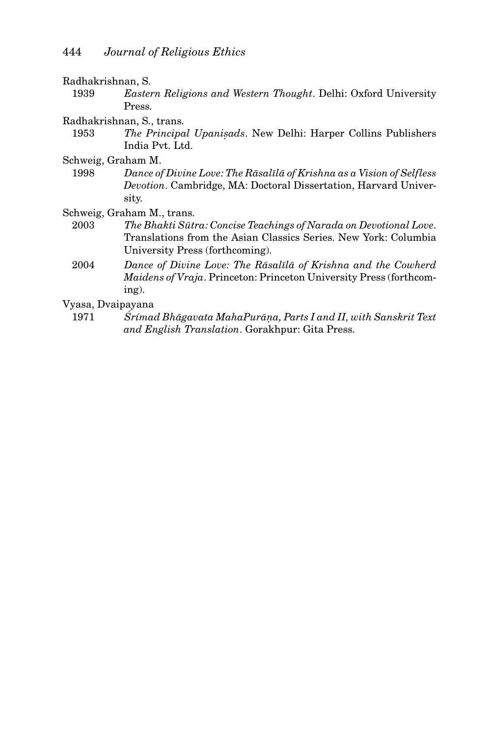Radhakrishnan, S.

1939 *Eastern Religions and Western Thought*. Delhi: Oxford University Press.

Radhakrishnan, S., trans.

1953 *The Principal Upaniṣads*. New Delhi: Harper Collins Publishers India Pvt. Ltd.

Schweig, Graham M.

1998 *Dance of Divine Love: The Rāsalīlā of Krishna as a Vision of Selfless Devotion*. Cambridge, MA: Doctoral Dissertation, Harvard University.

Schweig, Graham M., trans.

2003 *The Bhakti Sūtra: Concise Teachings of Narada on Devotional Love*. Translations from the Asian Classics Series. New York: Columbia University Press (forthcoming).

2004 *Dance of Divine Love: The Rāsalīlā of Krishna and the Cowherd Maidens of Vraja*. Princeton: Princeton University Press (forthcoming).

Vyasa, Dvaipayana

1971 *Śrímad Bhāgavata MahaPurāṇa, Parts I and II, with Sanskrit Text and English Translation*. Gorakhpur: Gita Press.